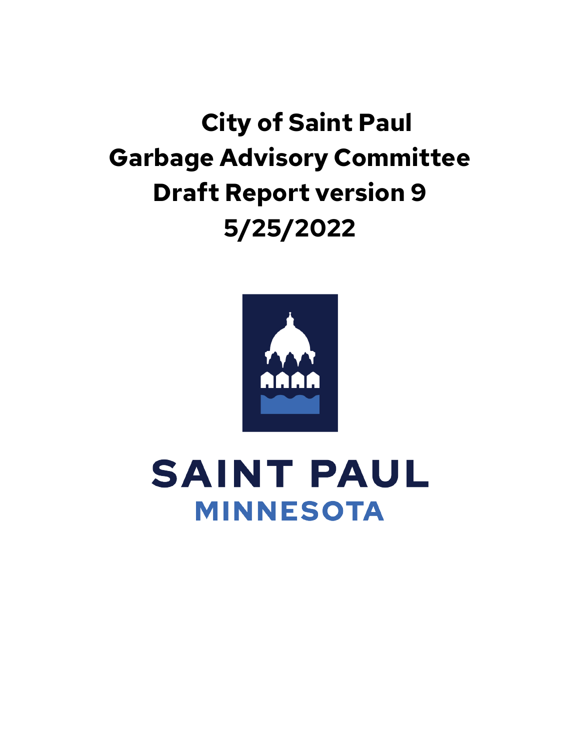# City of Saint Paul
# Garbage Advisory Committee
# Draft Report version 9
# 5/25/2022

SAINT PAUL
MINNESOTA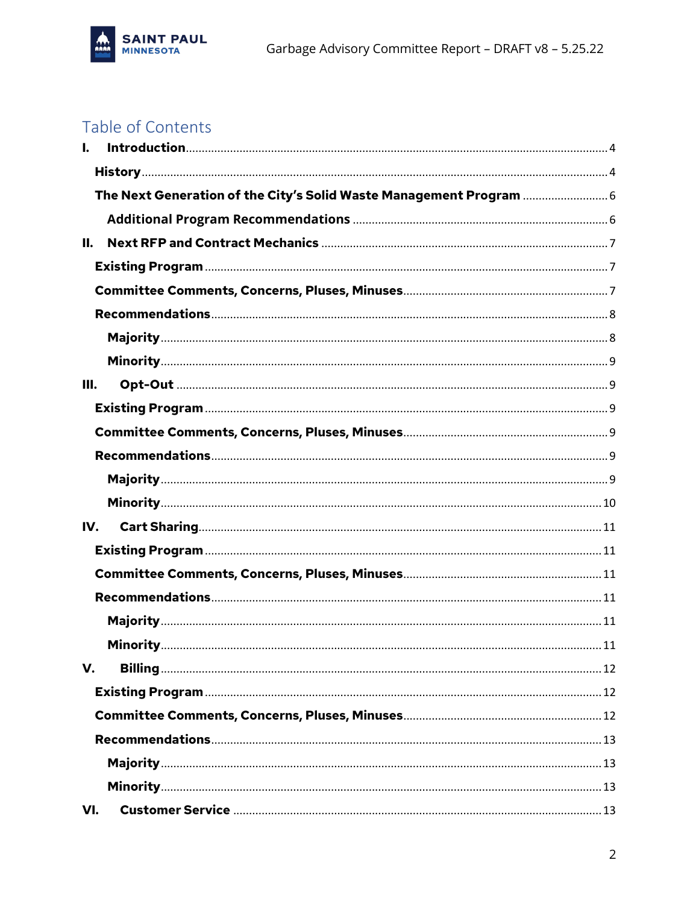# Table of Contents

- I. Introduction ... 4
  - History ... 4
  - The Next Generation of the City's Solid Waste Management Program ... 6
    - Additional Program Recommendations ... 6
- II. Next RFP and Contract Mechanics ... 7
  - Existing Program ... 7
  - Committee Comments, Concerns, Pluses, Minuses ... 7
  - Recommendations ... 8
    - Majority ... 8
    - Minority ... 9
- III. Opt-Out ... 9
  - Existing Program ... 9
  - Committee Comments, Concerns, Pluses, Minuses ... 9
  - Recommendations ... 9
    - Majority ... 9
    - Minority ... 10
- IV. Cart Sharing ... 11
  - Existing Program ... 11
  - Committee Comments, Concerns, Pluses, Minuses ... 11
  - Recommendations ... 11
    - Majority ... 11
    - Minority ... 11
- V. Billing ... 12
  - Existing Program ... 12
  - Committee Comments, Concerns, Pluses, Minuses ... 12
  - Recommendations ... 13
    - Majority ... 13
    - Minority ... 13
- VI. Customer Service ... 13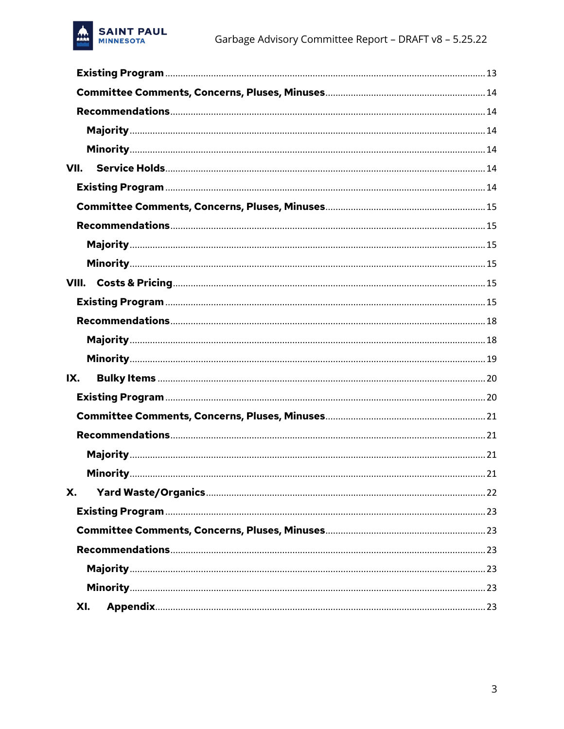Existing Program ........ 13

Committee Comments, Concerns, Pluses, Minuses ........ 14

Recommendations ........ 14

Majority ........ 14

Minority ........ 14

VII. Service Holds ........ 14

Existing Program ........ 14

Committee Comments, Concerns, Pluses, Minuses ........ 15

Recommendations ........ 15

Majority ........ 15

Minority ........ 15

VIII. Costs & Pricing ........ 15

Existing Program ........ 15

Recommendations ........ 18

Majority ........ 18

Minority ........ 19

IX. Bulky Items ........ 20

Existing Program ........ 20

Committee Comments, Concerns, Pluses, Minuses ........ 21

Recommendations ........ 21

Majority ........ 21

Minority ........ 21

X. Yard Waste/Organics ........ 22

Existing Program ........ 23

Committee Comments, Concerns, Pluses, Minuses ........ 23

Recommendations ........ 23

Majority ........ 23

Minority ........ 23

XI. Appendix ........ 23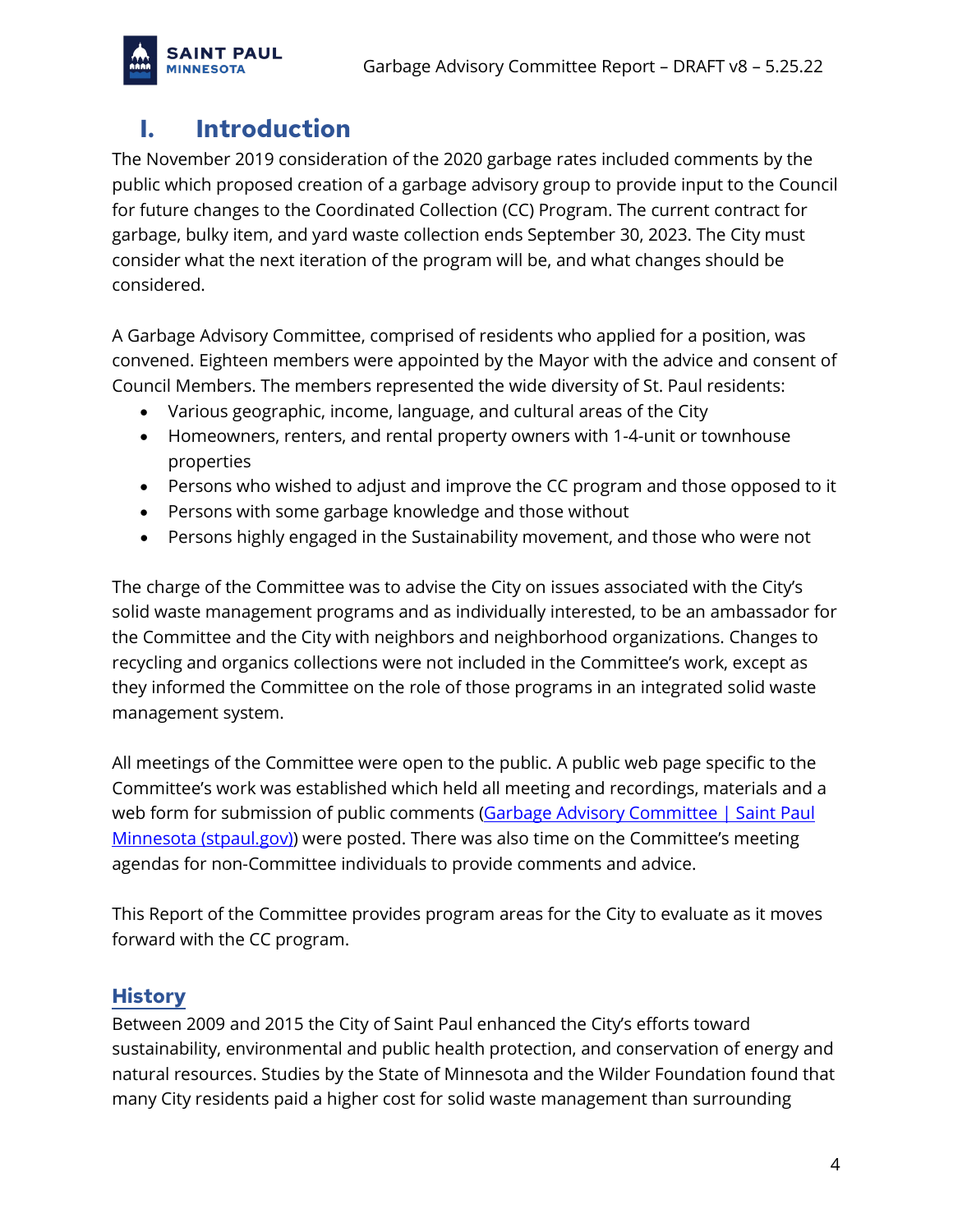# I. Introduction

The November 2019 consideration of the 2020 garbage rates included comments by the public which proposed creation of a garbage advisory group to provide input to the Council for future changes to the Coordinated Collection (CC) Program. The current contract for garbage, bulky item, and yard waste collection ends September 30, 2023. The City must consider what the next iteration of the program will be, and what changes should be considered.

A Garbage Advisory Committee, comprised of residents who applied for a position, was convened. Eighteen members were appointed by the Mayor with the advice and consent of Council Members. The members represented the wide diversity of St. Paul residents:

- Various geographic, income, language, and cultural areas of the City
- Homeowners, renters, and rental property owners with 1-4-unit or townhouse properties
- Persons who wished to adjust and improve the CC program and those opposed to it
- Persons with some garbage knowledge and those without
- Persons highly engaged in the Sustainability movement, and those who were not

The charge of the Committee was to advise the City on issues associated with the City's solid waste management programs and as individually interested, to be an ambassador for the Committee and the City with neighbors and neighborhood organizations. Changes to recycling and organics collections were not included in the Committee's work, except as they informed the Committee on the role of those programs in an integrated solid waste management system.

All meetings of the Committee were open to the public. A public web page specific to the Committee's work was established which held all meeting and recordings, materials and a web form for submission of public comments ([Garbage Advisory Committee | Saint Paul Minnesota (stpaul.gov)]) were posted. There was also time on the Committee's meeting agendas for non-Committee individuals to provide comments and advice.

This Report of the Committee provides program areas for the City to evaluate as it moves forward with the CC program.

## History

Between 2009 and 2015 the City of Saint Paul enhanced the City's efforts toward sustainability, environmental and public health protection, and conservation of energy and natural resources. Studies by the State of Minnesota and the Wilder Foundation found that many City residents paid a higher cost for solid waste management than surrounding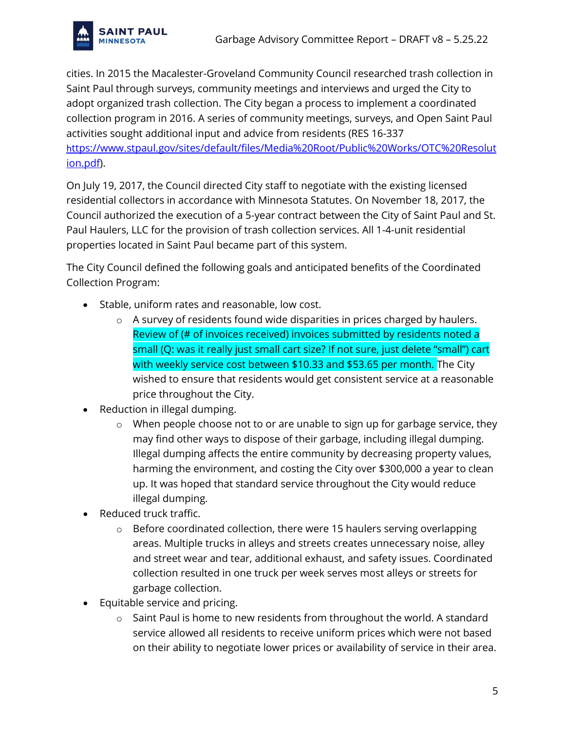cities. In 2015 the Macalester-Groveland Community Council researched trash collection in Saint Paul through surveys, community meetings and interviews and urged the City to adopt organized trash collection. The City began a process to implement a coordinated collection program in 2016. A series of community meetings, surveys, and Open Saint Paul activities sought additional input and advice from residents (RES 16-337 [https://www.stpaul.gov/sites/default/files/Media%20Root/Public%20Works/OTC%20Resolution.pdf](https://www.stpaul.gov/sites/default/files/Media%20Root/Public%20Works/OTC%20Resolution.pdf)).

On July 19, 2017, the Council directed City staff to negotiate with the existing licensed residential collectors in accordance with Minnesota Statutes. On November 18, 2017, the Council authorized the execution of a 5-year contract between the City of Saint Paul and St. Paul Haulers, LLC for the provision of trash collection services. All 1-4-unit residential properties located in Saint Paul became part of this system.

The City Council defined the following goals and anticipated benefits of the Coordinated Collection Program:

- Stable, uniform rates and reasonable, low cost.
  - A survey of residents found wide disparities in prices charged by haulers. Review of (# of invoices received) invoices submitted by residents noted a small (Q: was it really just small cart size? If not sure, just delete "small") cart with weekly service cost between $10.33 and $53.65 per month. The City wished to ensure that residents would get consistent service at a reasonable price throughout the City.
- Reduction in illegal dumping.
  - When people choose not to or are unable to sign up for garbage service, they may find other ways to dispose of their garbage, including illegal dumping. Illegal dumping affects the entire community by decreasing property values, harming the environment, and costing the City over $300,000 a year to clean up. It was hoped that standard service throughout the City would reduce illegal dumping.
- Reduced truck traffic.
  - Before coordinated collection, there were 15 haulers serving overlapping areas. Multiple trucks in alleys and streets creates unnecessary noise, alley and street wear and tear, additional exhaust, and safety issues. Coordinated collection resulted in one truck per week serves most alleys or streets for garbage collection.
- Equitable service and pricing.
  - Saint Paul is home to new residents from throughout the world. A standard service allowed all residents to receive uniform prices which were not based on their ability to negotiate lower prices or availability of service in their area.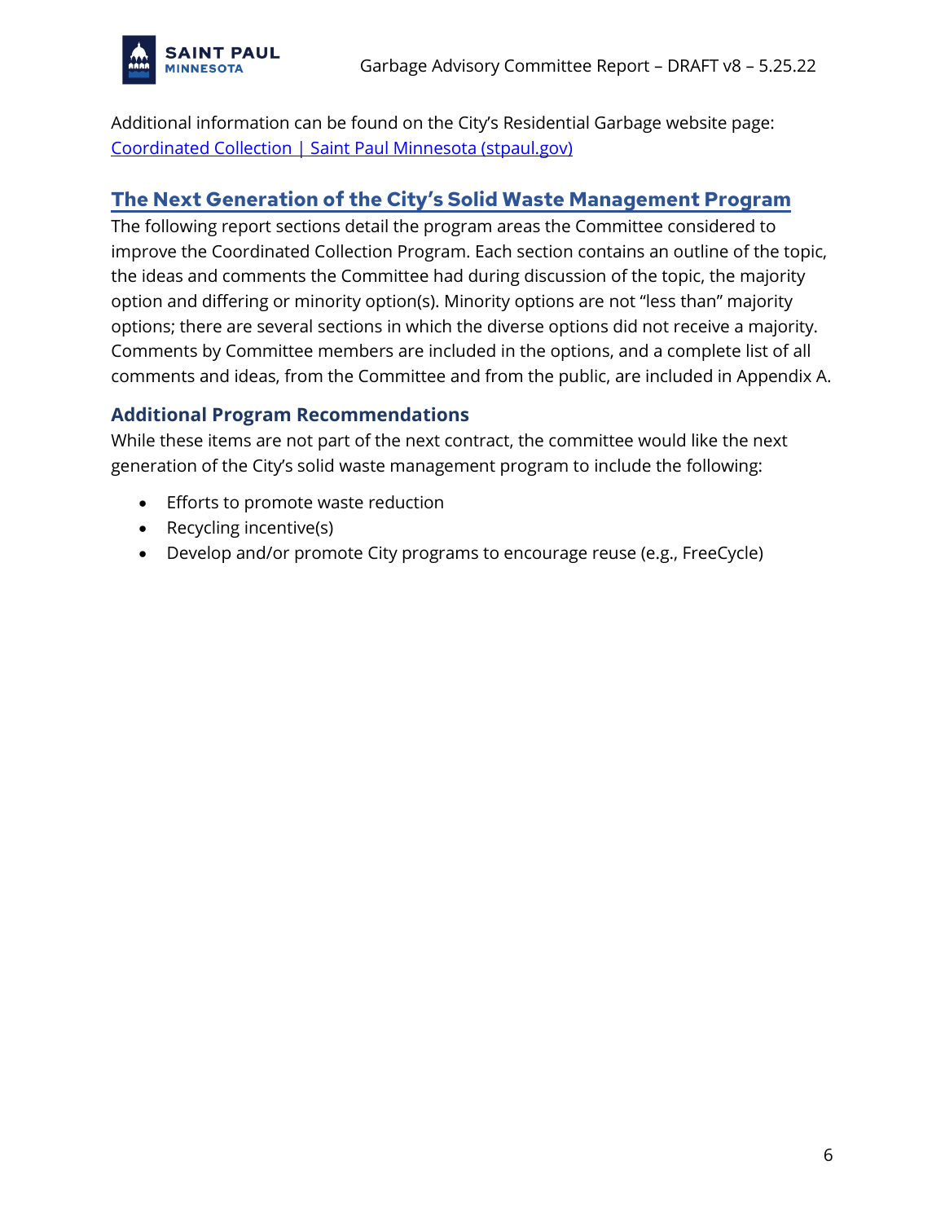Additional information can be found on the City's Residential Garbage website page: [Coordinated Collection | Saint Paul Minnesota (stpaul.gov)](stpaul.gov)

## The Next Generation of the City's Solid Waste Management Program

The following report sections detail the program areas the Committee considered to improve the Coordinated Collection Program. Each section contains an outline of the topic, the ideas and comments the Committee had during discussion of the topic, the majority option and differing or minority option(s). Minority options are not "less than" majority options; there are several sections in which the diverse options did not receive a majority. Comments by Committee members are included in the options, and a complete list of all comments and ideas, from the Committee and from the public, are included in Appendix A.

### Additional Program Recommendations

While these items are not part of the next contract, the committee would like the next generation of the City's solid waste management program to include the following:

- Efforts to promote waste reduction
- Recycling incentive(s)
- Develop and/or promote City programs to encourage reuse (e.g., FreeCycle)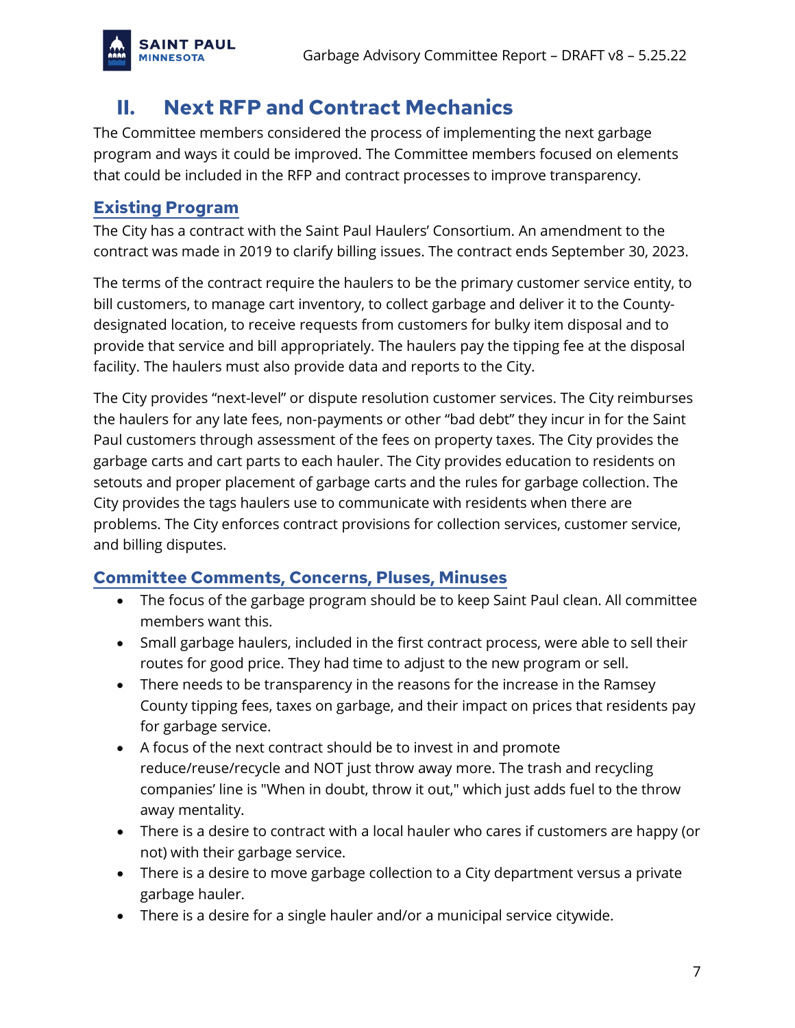# II. Next RFP and Contract Mechanics

The Committee members considered the process of implementing the next garbage program and ways it could be improved. The Committee members focused on elements that could be included in the RFP and contract processes to improve transparency.

## Existing Program

The City has a contract with the Saint Paul Haulers' Consortium. An amendment to the contract was made in 2019 to clarify billing issues. The contract ends September 30, 2023.

The terms of the contract require the haulers to be the primary customer service entity, to bill customers, to manage cart inventory, to collect garbage and deliver it to the County-designated location, to receive requests from customers for bulky item disposal and to provide that service and bill appropriately. The haulers pay the tipping fee at the disposal facility. The haulers must also provide data and reports to the City.

The City provides "next-level" or dispute resolution customer services. The City reimburses the haulers for any late fees, non-payments or other "bad debt" they incur in for the Saint Paul customers through assessment of the fees on property taxes. The City provides the garbage carts and cart parts to each hauler. The City provides education to residents on setouts and proper placement of garbage carts and the rules for garbage collection. The City provides the tags haulers use to communicate with residents when there are problems. The City enforces contract provisions for collection services, customer service, and billing disputes.

## Committee Comments, Concerns, Pluses, Minuses

- The focus of the garbage program should be to keep Saint Paul clean. All committee members want this.
- Small garbage haulers, included in the first contract process, were able to sell their routes for good price. They had time to adjust to the new program or sell.
- There needs to be transparency in the reasons for the increase in the Ramsey County tipping fees, taxes on garbage, and their impact on prices that residents pay for garbage service.
- A focus of the next contract should be to invest in and promote reduce/reuse/recycle and NOT just throw away more. The trash and recycling companies' line is "When in doubt, throw it out," which just adds fuel to the throw away mentality.
- There is a desire to contract with a local hauler who cares if customers are happy (or not) with their garbage service.
- There is a desire to move garbage collection to a City department versus a private garbage hauler.
- There is a desire for a single hauler and/or a municipal service citywide.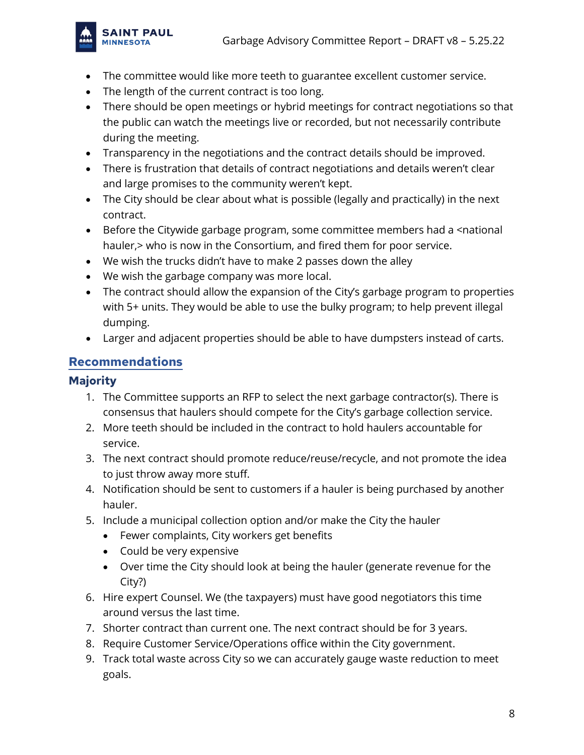- The committee would like more teeth to guarantee excellent customer service.
- The length of the current contract is too long.
- There should be open meetings or hybrid meetings for contract negotiations so that the public can watch the meetings live or recorded, but not necessarily contribute during the meeting.
- Transparency in the negotiations and the contract details should be improved.
- There is frustration that details of contract negotiations and details weren't clear and large promises to the community weren't kept.
- The City should be clear about what is possible (legally and practically) in the next contract.
- Before the Citywide garbage program, some committee members had a <national hauler,> who is now in the Consortium, and fired them for poor service.
- We wish the trucks didn't have to make 2 passes down the alley
- We wish the garbage company was more local.
- The contract should allow the expansion of the City's garbage program to properties with 5+ units. They would be able to use the bulky program; to help prevent illegal dumping.
- Larger and adjacent properties should be able to have dumpsters instead of carts.

## Recommendations

### Majority

1. The Committee supports an RFP to select the next garbage contractor(s). There is consensus that haulers should compete for the City's garbage collection service.
2. More teeth should be included in the contract to hold haulers accountable for service.
3. The next contract should promote reduce/reuse/recycle, and not promote the idea to just throw away more stuff.
4. Notification should be sent to customers if a hauler is being purchased by another hauler.
5. Include a municipal collection option and/or make the City the hauler
   - Fewer complaints, City workers get benefits
   - Could be very expensive
   - Over time the City should look at being the hauler (generate revenue for the City?)
6. Hire expert Counsel. We (the taxpayers) must have good negotiators this time around versus the last time.
7. Shorter contract than current one. The next contract should be for 3 years.
8. Require Customer Service/Operations office within the City government.
9. Track total waste across City so we can accurately gauge waste reduction to meet goals.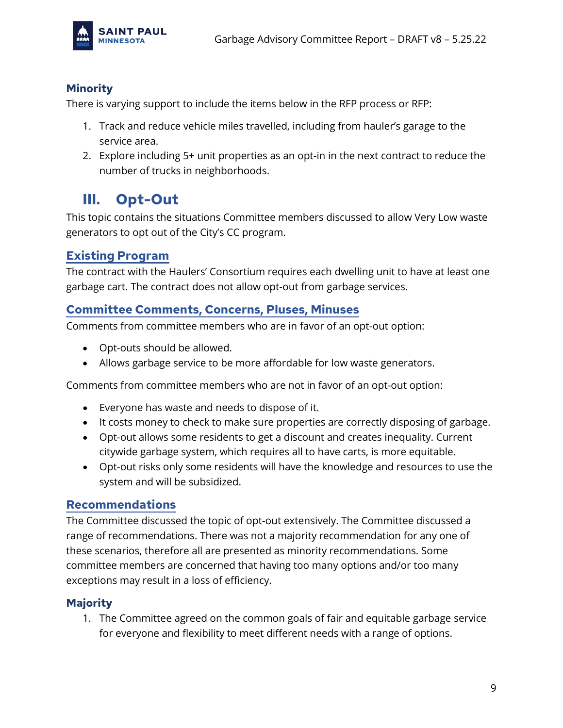### Minority

There is varying support to include the items below in the RFP process or RFP:

1. Track and reduce vehicle miles travelled, including from hauler's garage to the service area.
2. Explore including 5+ unit properties as an opt-in in the next contract to reduce the number of trucks in neighborhoods.

## III. Opt-Out

This topic contains the situations Committee members discussed to allow Very Low waste generators to opt out of the City's CC program.

### Existing Program

The contract with the Haulers' Consortium requires each dwelling unit to have at least one garbage cart. The contract does not allow opt-out from garbage services.

### Committee Comments, Concerns, Pluses, Minuses

Comments from committee members who are in favor of an opt-out option:

- Opt-outs should be allowed.
- Allows garbage service to be more affordable for low waste generators.

Comments from committee members who are not in favor of an opt-out option:

- Everyone has waste and needs to dispose of it.
- It costs money to check to make sure properties are correctly disposing of garbage.
- Opt-out allows some residents to get a discount and creates inequality. Current citywide garbage system, which requires all to have carts, is more equitable.
- Opt-out risks only some residents will have the knowledge and resources to use the system and will be subsidized.

### Recommendations

The Committee discussed the topic of opt-out extensively. The Committee discussed a range of recommendations. There was not a majority recommendation for any one of these scenarios, therefore all are presented as minority recommendations. Some committee members are concerned that having too many options and/or too many exceptions may result in a loss of efficiency.

### Majority

1. The Committee agreed on the common goals of fair and equitable garbage service for everyone and flexibility to meet different needs with a range of options.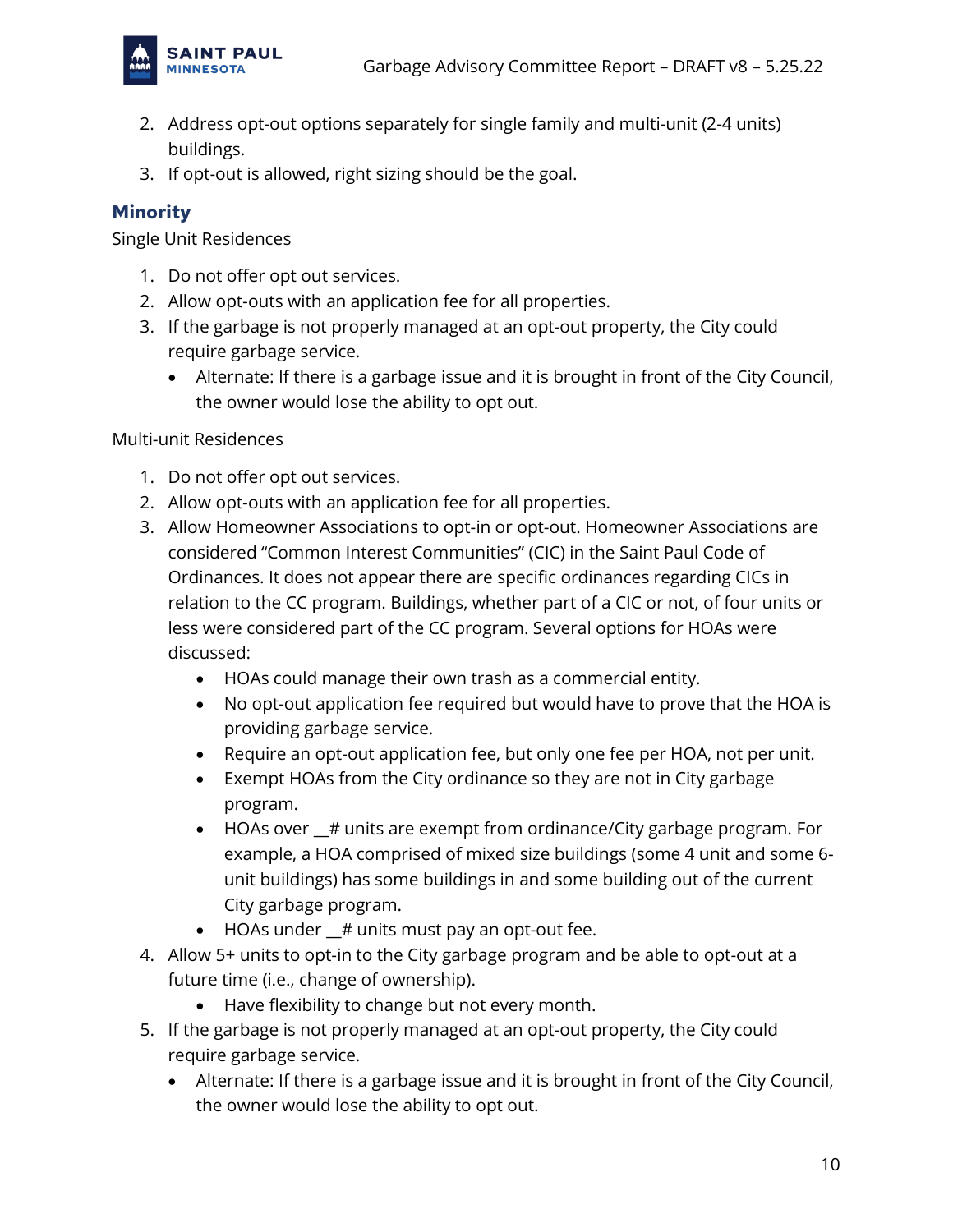2. Address opt-out options separately for single family and multi-unit (2-4 units) buildings.
3. If opt-out is allowed, right sizing should be the goal.

### Minority

Single Unit Residences

1. Do not offer opt out services.
2. Allow opt-outs with an application fee for all properties.
3. If the garbage is not properly managed at an opt-out property, the City could require garbage service.
   - Alternate: If there is a garbage issue and it is brought in front of the City Council, the owner would lose the ability to opt out.

Multi-unit Residences

1. Do not offer opt out services.
2. Allow opt-outs with an application fee for all properties.
3. Allow Homeowner Associations to opt-in or opt-out. Homeowner Associations are considered "Common Interest Communities" (CIC) in the Saint Paul Code of Ordinances. It does not appear there are specific ordinances regarding CICs in relation to the CC program. Buildings, whether part of a CIC or not, of four units or less were considered part of the CC program. Several options for HOAs were discussed:
   - HOAs could manage their own trash as a commercial entity.
   - No opt-out application fee required but would have to prove that the HOA is providing garbage service.
   - Require an opt-out application fee, but only one fee per HOA, not per unit.
   - Exempt HOAs from the City ordinance so they are not in City garbage program.
   - HOAs over __# units are exempt from ordinance/City garbage program. For example, a HOA comprised of mixed size buildings (some 4 unit and some 6-unit buildings) has some buildings in and some building out of the current City garbage program.
   - HOAs under __# units must pay an opt-out fee.
4. Allow 5+ units to opt-in to the City garbage program and be able to opt-out at a future time (i.e., change of ownership).
   - Have flexibility to change but not every month.
5. If the garbage is not properly managed at an opt-out property, the City could require garbage service.
   - Alternate: If there is a garbage issue and it is brought in front of the City Council, the owner would lose the ability to opt out.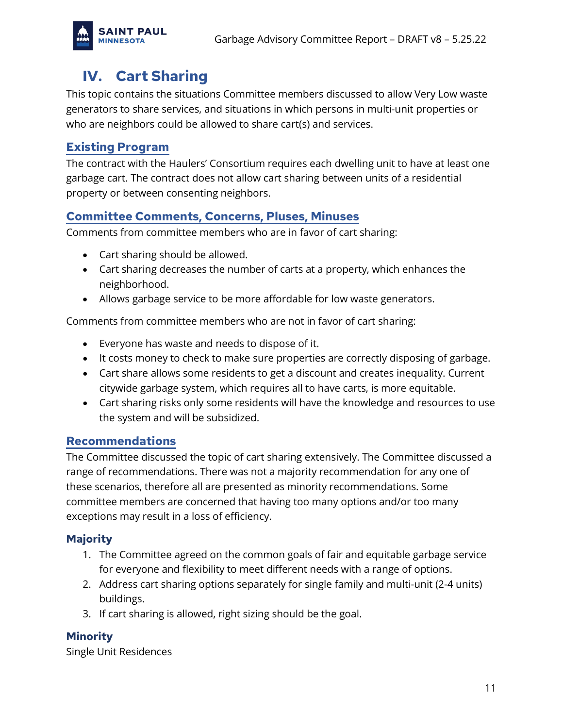## IV. Cart Sharing

This topic contains the situations Committee members discussed to allow Very Low waste generators to share services, and situations in which persons in multi-unit properties or who are neighbors could be allowed to share cart(s) and services.

### Existing Program

The contract with the Haulers' Consortium requires each dwelling unit to have at least one garbage cart. The contract does not allow cart sharing between units of a residential property or between consenting neighbors.

### Committee Comments, Concerns, Pluses, Minuses

Comments from committee members who are in favor of cart sharing:

- Cart sharing should be allowed.
- Cart sharing decreases the number of carts at a property, which enhances the neighborhood.
- Allows garbage service to be more affordable for low waste generators.

Comments from committee members who are not in favor of cart sharing:

- Everyone has waste and needs to dispose of it.
- It costs money to check to make sure properties are correctly disposing of garbage.
- Cart share allows some residents to get a discount and creates inequality. Current citywide garbage system, which requires all to have carts, is more equitable.
- Cart sharing risks only some residents will have the knowledge and resources to use the system and will be subsidized.

### Recommendations

The Committee discussed the topic of cart sharing extensively. The Committee discussed a range of recommendations. There was not a majority recommendation for any one of these scenarios, therefore all are presented as minority recommendations. Some committee members are concerned that having too many options and/or too many exceptions may result in a loss of efficiency.

#### Majority

1. The Committee agreed on the common goals of fair and equitable garbage service for everyone and flexibility to meet different needs with a range of options.
2. Address cart sharing options separately for single family and multi-unit (2-4 units) buildings.
3. If cart sharing is allowed, right sizing should be the goal.

#### Minority

Single Unit Residences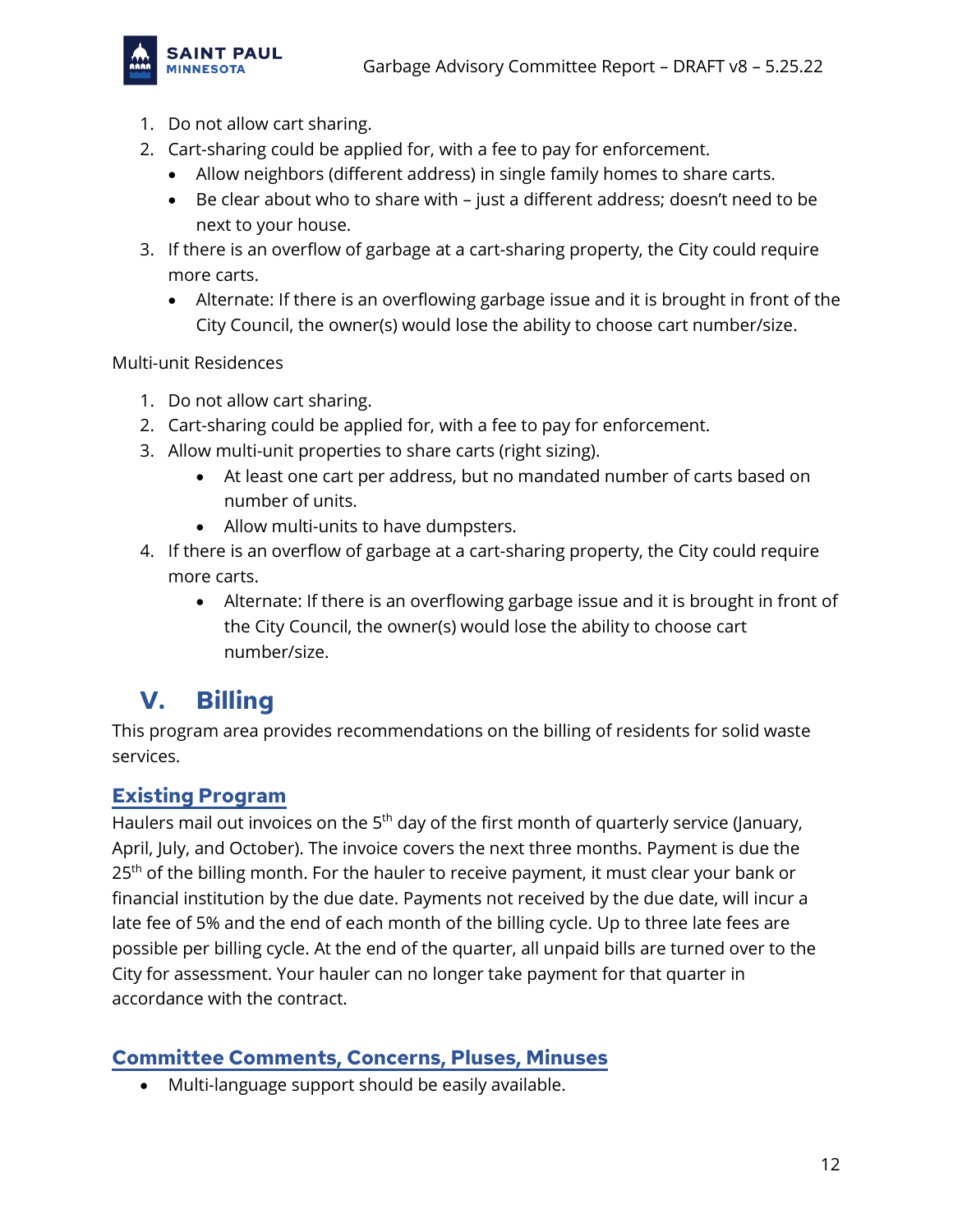1. Do not allow cart sharing.
2. Cart-sharing could be applied for, with a fee to pay for enforcement.
    - Allow neighbors (different address) in single family homes to share carts.
    - Be clear about who to share with – just a different address; doesn't need to be next to your house.
3. If there is an overflow of garbage at a cart-sharing property, the City could require more carts.
    - Alternate: If there is an overflowing garbage issue and it is brought in front of the City Council, the owner(s) would lose the ability to choose cart number/size.

Multi-unit Residences

1. Do not allow cart sharing.
2. Cart-sharing could be applied for, with a fee to pay for enforcement.
3. Allow multi-unit properties to share carts (right sizing).
    - At least one cart per address, but no mandated number of carts based on number of units.
    - Allow multi-units to have dumpsters.
4. If there is an overflow of garbage at a cart-sharing property, the City could require more carts.
    - Alternate: If there is an overflowing garbage issue and it is brought in front of the City Council, the owner(s) would lose the ability to choose cart number/size.

# V. Billing

This program area provides recommendations on the billing of residents for solid waste services.

## Existing Program

Haulers mail out invoices on the 5th day of the first month of quarterly service (January, April, July, and October). The invoice covers the next three months. Payment is due the 25th of the billing month. For the hauler to receive payment, it must clear your bank or financial institution by the due date. Payments not received by the due date, will incur a late fee of 5% and the end of each month of the billing cycle. Up to three late fees are possible per billing cycle. At the end of the quarter, all unpaid bills are turned over to the City for assessment. Your hauler can no longer take payment for that quarter in accordance with the contract.

## Committee Comments, Concerns, Pluses, Minuses

- Multi-language support should be easily available.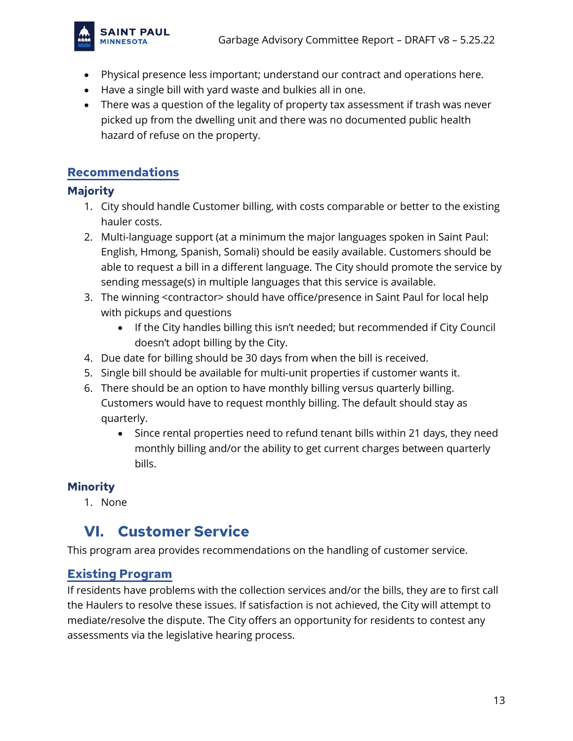- Physical presence less important; understand our contract and operations here.
- Have a single bill with yard waste and bulkies all in one.
- There was a question of the legality of property tax assessment if trash was never picked up from the dwelling unit and there was no documented public health hazard of refuse on the property.

### Recommendations

#### Majority

1. City should handle Customer billing, with costs comparable or better to the existing hauler costs.
2. Multi-language support (at a minimum the major languages spoken in Saint Paul: English, Hmong, Spanish, Somali) should be easily available. Customers should be able to request a bill in a different language. The City should promote the service by sending message(s) in multiple languages that this service is available.
3. The winning <contractor> should have office/presence in Saint Paul for local help with pickups and questions
   - If the City handles billing this isn't needed; but recommended if City Council doesn't adopt billing by the City.
4. Due date for billing should be 30 days from when the bill is received.
5. Single bill should be available for multi-unit properties if customer wants it.
6. There should be an option to have monthly billing versus quarterly billing. Customers would have to request monthly billing. The default should stay as quarterly.
   - Since rental properties need to refund tenant bills within 21 days, they need monthly billing and/or the ability to get current charges between quarterly bills.

#### Minority

1. None

## VI. Customer Service

This program area provides recommendations on the handling of customer service.

### Existing Program

If residents have problems with the collection services and/or the bills, they are to first call the Haulers to resolve these issues. If satisfaction is not achieved, the City will attempt to mediate/resolve the dispute. The City offers an opportunity for residents to contest any assessments via the legislative hearing process.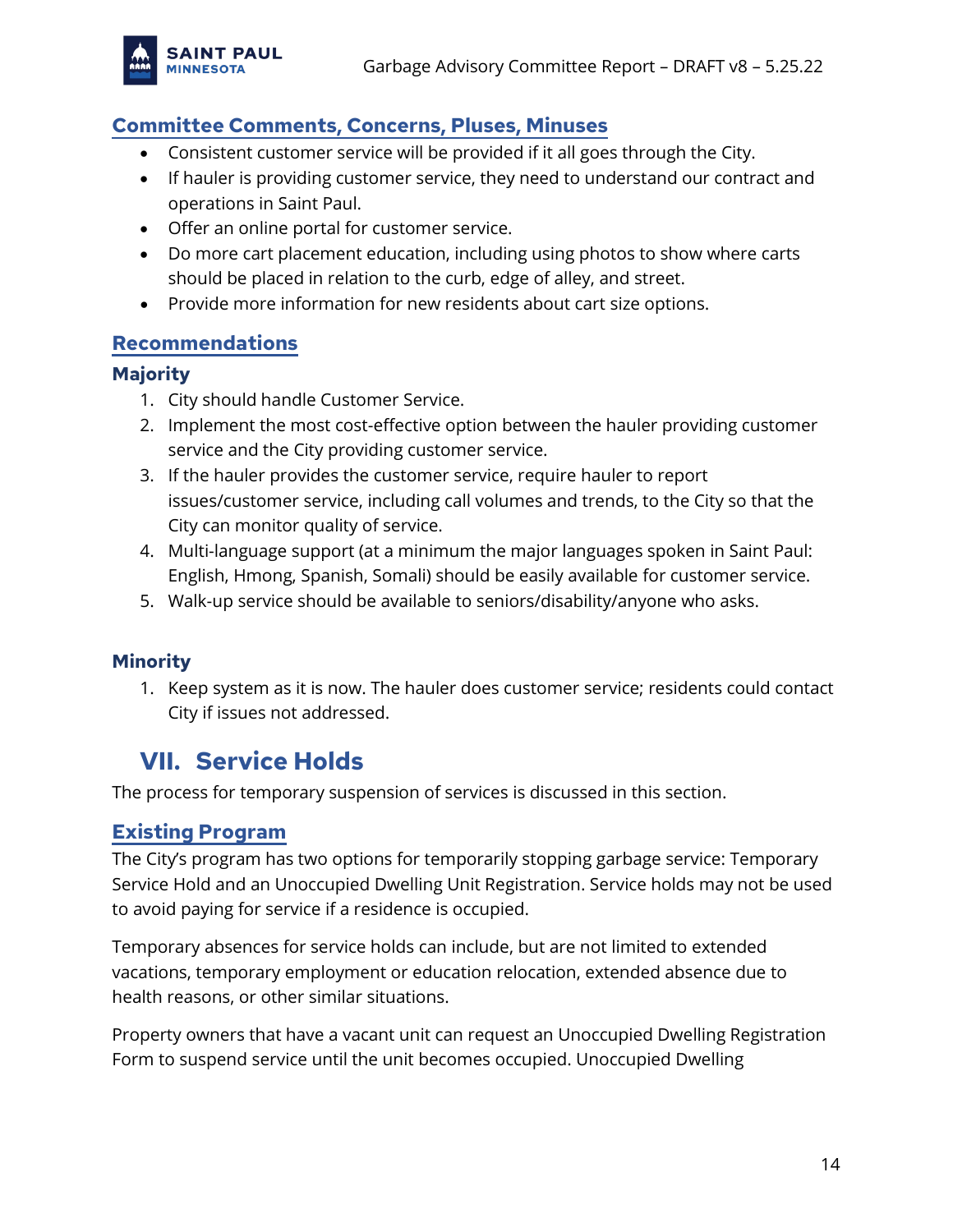### Committee Comments, Concerns, Pluses, Minuses

- Consistent customer service will be provided if it all goes through the City.
- If hauler is providing customer service, they need to understand our contract and operations in Saint Paul.
- Offer an online portal for customer service.
- Do more cart placement education, including using photos to show where carts should be placed in relation to the curb, edge of alley, and street.
- Provide more information for new residents about cart size options.

### Recommendations

#### Majority

1. City should handle Customer Service.
2. Implement the most cost-effective option between the hauler providing customer service and the City providing customer service.
3. If the hauler provides the customer service, require hauler to report issues/customer service, including call volumes and trends, to the City so that the City can monitor quality of service.
4. Multi-language support (at a minimum the major languages spoken in Saint Paul: English, Hmong, Spanish, Somali) should be easily available for customer service.
5. Walk-up service should be available to seniors/disability/anyone who asks.

#### Minority

1. Keep system as it is now. The hauler does customer service; residents could contact City if issues not addressed.

## VII. Service Holds

The process for temporary suspension of services is discussed in this section.

### Existing Program

The City's program has two options for temporarily stopping garbage service: Temporary Service Hold and an Unoccupied Dwelling Unit Registration. Service holds may not be used to avoid paying for service if a residence is occupied.

Temporary absences for service holds can include, but are not limited to extended vacations, temporary employment or education relocation, extended absence due to health reasons, or other similar situations.

Property owners that have a vacant unit can request an Unoccupied Dwelling Registration Form to suspend service until the unit becomes occupied. Unoccupied Dwelling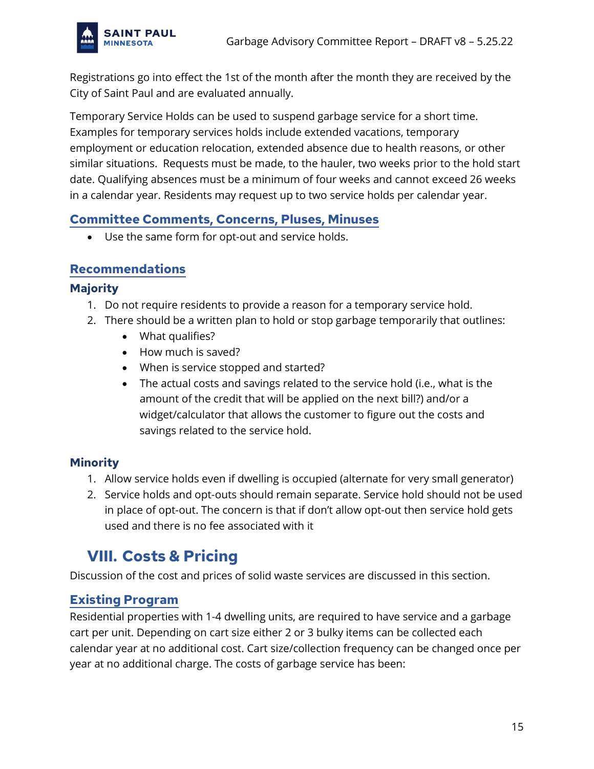Registrations go into effect the 1st of the month after the month they are received by the City of Saint Paul and are evaluated annually.

Temporary Service Holds can be used to suspend garbage service for a short time. Examples for temporary services holds include extended vacations, temporary employment or education relocation, extended absence due to health reasons, or other similar situations. Requests must be made, to the hauler, two weeks prior to the hold start date. Qualifying absences must be a minimum of four weeks and cannot exceed 26 weeks in a calendar year. Residents may request up to two service holds per calendar year.

## Committee Comments, Concerns, Pluses, Minuses

- Use the same form for opt-out and service holds.

## Recommendations

### Majority

1. Do not require residents to provide a reason for a temporary service hold.
2. There should be a written plan to hold or stop garbage temporarily that outlines:
   - What qualifies?
   - How much is saved?
   - When is service stopped and started?
   - The actual costs and savings related to the service hold (i.e., what is the amount of the credit that will be applied on the next bill?) and/or a widget/calculator that allows the customer to figure out the costs and savings related to the service hold.

### Minority

1. Allow service holds even if dwelling is occupied (alternate for very small generator)
2. Service holds and opt-outs should remain separate. Service hold should not be used in place of opt-out. The concern is that if don't allow opt-out then service hold gets used and there is no fee associated with it

# VIII. Costs & Pricing

Discussion of the cost and prices of solid waste services are discussed in this section.

## Existing Program

Residential properties with 1-4 dwelling units, are required to have service and a garbage cart per unit. Depending on cart size either 2 or 3 bulky items can be collected each calendar year at no additional cost. Cart size/collection frequency can be changed once per year at no additional charge. The costs of garbage service has been: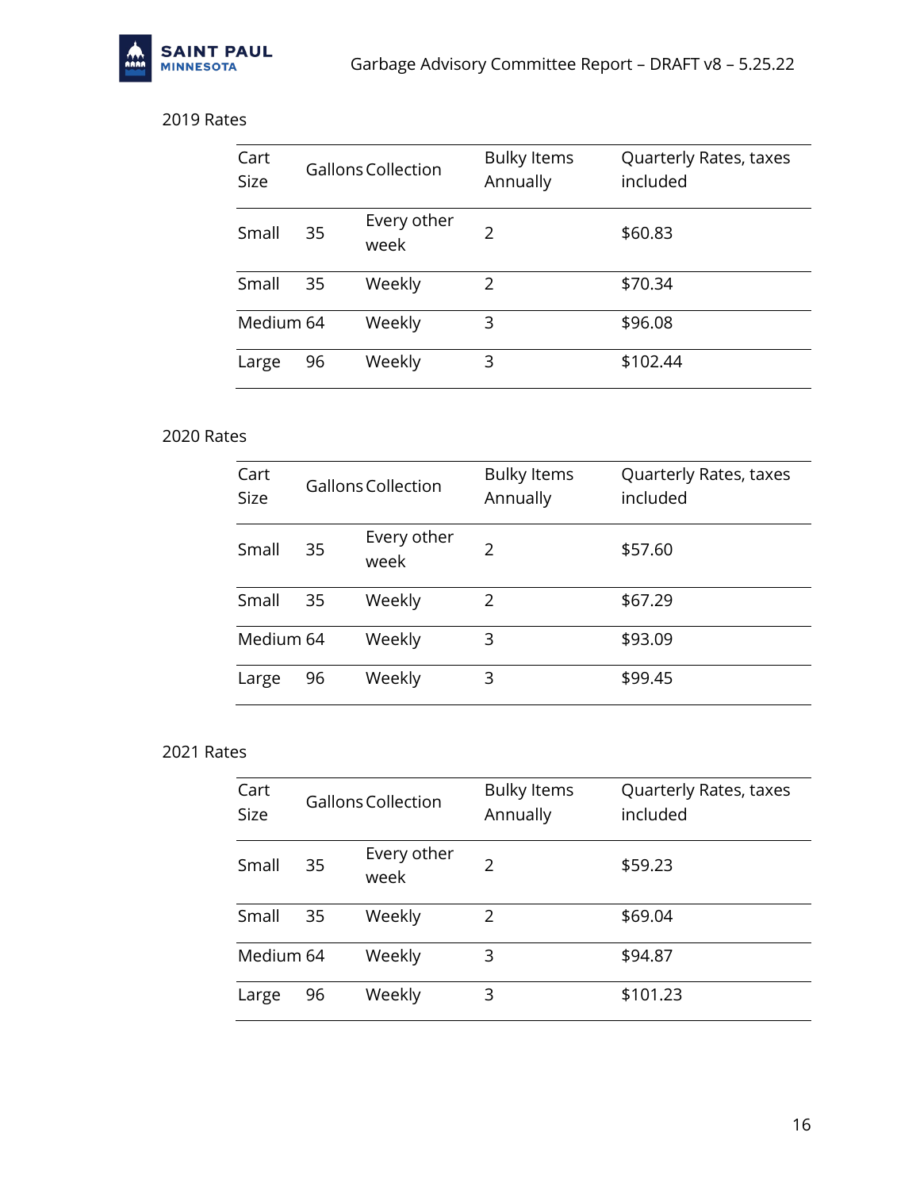2019 Rates

| Cart Size | Gallons | Collection | Bulky Items Annually | Quarterly Rates, taxes included |
|---|---|---|---|---|
| Small | 35 | Every other week | 2 | $60.83 |
| Small | 35 | Weekly | 2 | $70.34 |
| Medium | 64 | Weekly | 3 | $96.08 |
| Large | 96 | Weekly | 3 | $102.44 |

2020 Rates

| Cart Size | Gallons | Collection | Bulky Items Annually | Quarterly Rates, taxes included |
|---|---|---|---|---|
| Small | 35 | Every other week | 2 | $57.60 |
| Small | 35 | Weekly | 2 | $67.29 |
| Medium | 64 | Weekly | 3 | $93.09 |
| Large | 96 | Weekly | 3 | $99.45 |

2021 Rates

| Cart Size | Gallons | Collection | Bulky Items Annually | Quarterly Rates, taxes included |
|---|---|---|---|---|
| Small | 35 | Every other week | 2 | $59.23 |
| Small | 35 | Weekly | 2 | $69.04 |
| Medium | 64 | Weekly | 3 | $94.87 |
| Large | 96 | Weekly | 3 | $101.23 |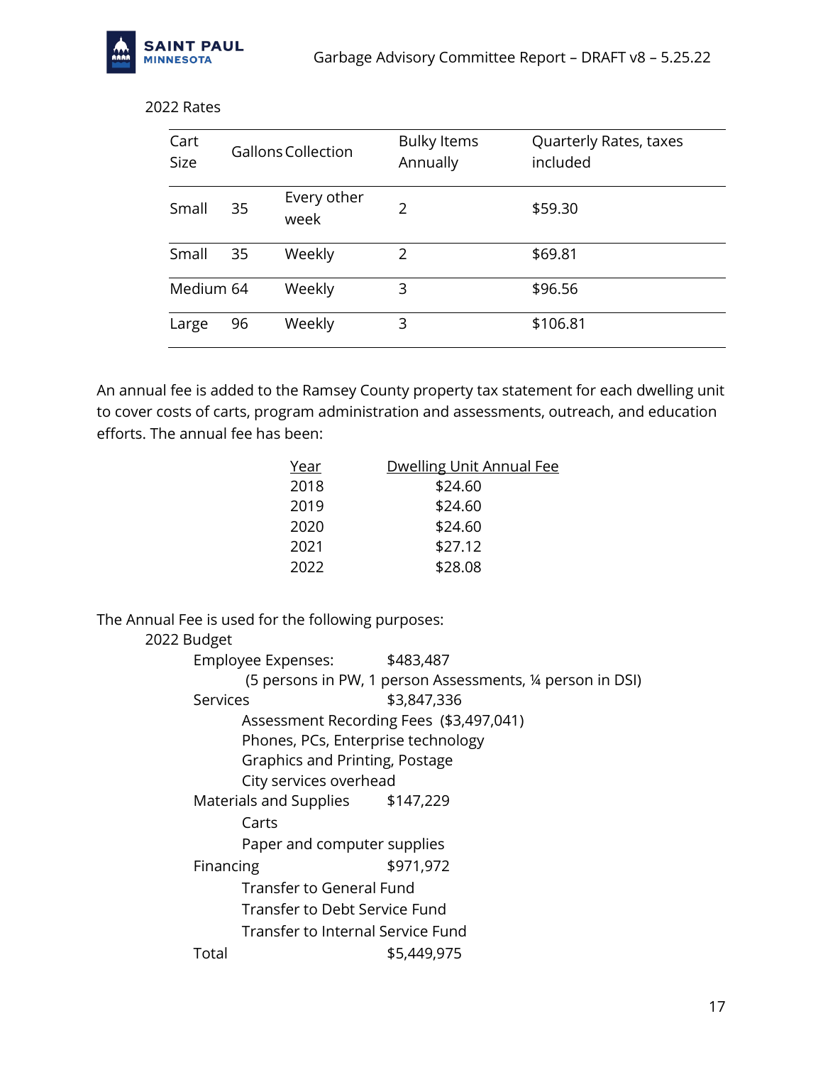2022 Rates

| Cart Size | Gallons | Collection | Bulky Items Annually | Quarterly Rates, taxes included |
|---|---|---|---|---|
| Small | 35 | Every other week | 2 | $59.30 |
| Small | 35 | Weekly | 2 | $69.81 |
| Medium | 64 | Weekly | 3 | $96.56 |
| Large | 96 | Weekly | 3 | $106.81 |

An annual fee is added to the Ramsey County property tax statement for each dwelling unit to cover costs of carts, program administration and assessments, outreach, and education efforts. The annual fee has been:

| Year | Dwelling Unit Annual Fee |
|---|---|
| 2018 | $24.60 |
| 2019 | $24.60 |
| 2020 | $24.60 |
| 2021 | $27.12 |
| 2022 | $28.08 |

The Annual Fee is used for the following purposes:

2022 Budget

- Employee Expenses: $483,487
  - (5 persons in PW, 1 person Assessments, ¼ person in DSI)
- Services $3,847,336
  - Assessment Recording Fees ($3,497,041)
  - Phones, PCs, Enterprise technology
  - Graphics and Printing, Postage
  - City services overhead
- Materials and Supplies $147,229
  - Carts
  - Paper and computer supplies
- Financing $971,972
  - Transfer to General Fund
  - Transfer to Debt Service Fund
  - Transfer to Internal Service Fund
- Total $5,449,975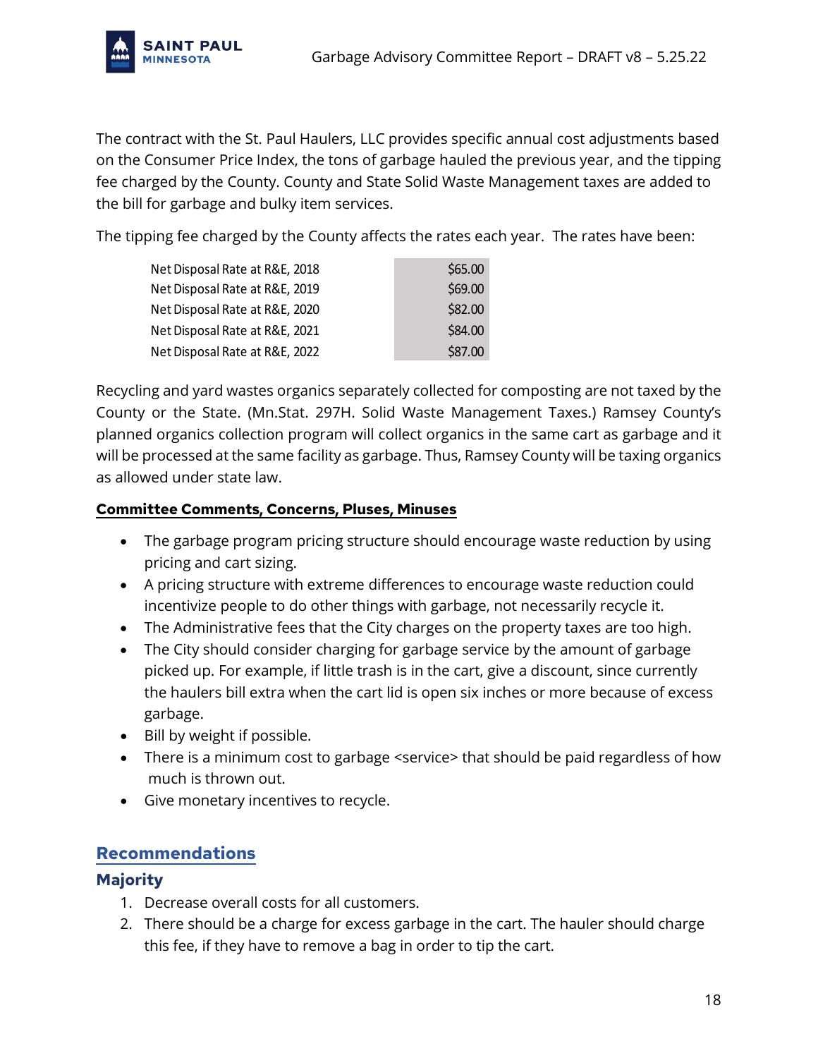The contract with the St. Paul Haulers, LLC provides specific annual cost adjustments based on the Consumer Price Index, the tons of garbage hauled the previous year, and the tipping fee charged by the County. County and State Solid Waste Management taxes are added to the bill for garbage and bulky item services.

The tipping fee charged by the County affects the rates each year. The rates have been:

| | |
|---|---|
| Net Disposal Rate at R&E, 2018 | $65.00 |
| Net Disposal Rate at R&E, 2019 | $69.00 |
| Net Disposal Rate at R&E, 2020 | $82.00 |
| Net Disposal Rate at R&E, 2021 | $84.00 |
| Net Disposal Rate at R&E, 2022 | $87.00 |

Recycling and yard wastes organics separately collected for composting are not taxed by the County or the State. (Mn.Stat. 297H. Solid Waste Management Taxes.) Ramsey County's planned organics collection program will collect organics in the same cart as garbage and it will be processed at the same facility as garbage. Thus, Ramsey County will be taxing organics as allowed under state law.

**Committee Comments, Concerns, Pluses, Minuses**

- The garbage program pricing structure should encourage waste reduction by using pricing and cart sizing.
- A pricing structure with extreme differences to encourage waste reduction could incentivize people to do other things with garbage, not necessarily recycle it.
- The Administrative fees that the City charges on the property taxes are too high.
- The City should consider charging for garbage service by the amount of garbage picked up. For example, if little trash is in the cart, give a discount, since currently the haulers bill extra when the cart lid is open six inches or more because of excess garbage.
- Bill by weight if possible.
- There is a minimum cost to garbage <service> that should be paid regardless of how much is thrown out.
- Give monetary incentives to recycle.

## Recommendations

### Majority

1. Decrease overall costs for all customers.
2. There should be a charge for excess garbage in the cart. The hauler should charge this fee, if they have to remove a bag in order to tip the cart.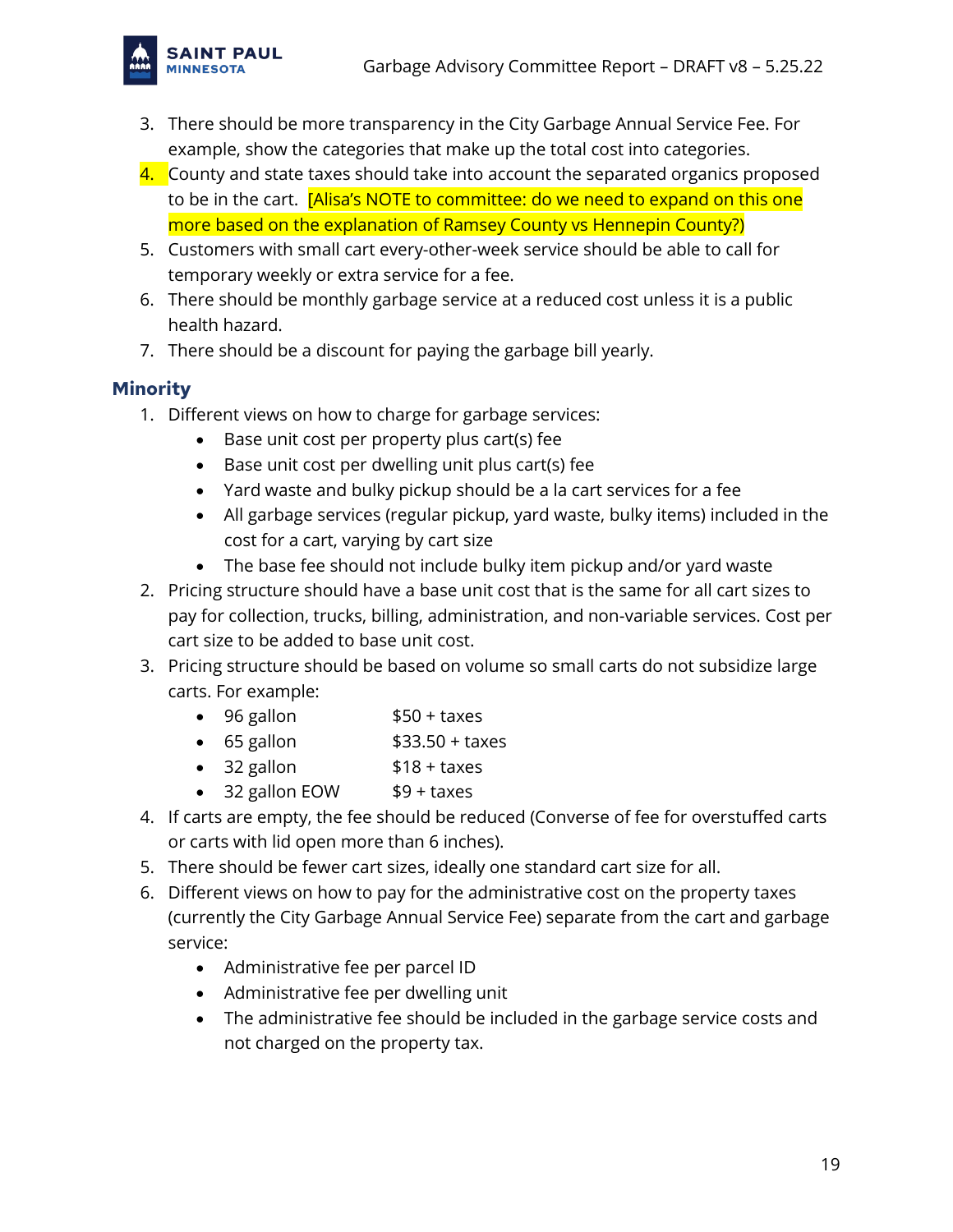3. There should be more transparency in the City Garbage Annual Service Fee. For example, show the categories that make up the total cost into categories.
4. County and state taxes should take into account the separated organics proposed to be in the cart. [Alisa's NOTE to committee: do we need to expand on this one more based on the explanation of Ramsey County vs Hennepin County?)
5. Customers with small cart every-other-week service should be able to call for temporary weekly or extra service for a fee.
6. There should be monthly garbage service at a reduced cost unless it is a public health hazard.
7. There should be a discount for paying the garbage bill yearly.

## Minority

1. Different views on how to charge for garbage services:
   - Base unit cost per property plus cart(s) fee
   - Base unit cost per dwelling unit plus cart(s) fee
   - Yard waste and bulky pickup should be a la cart services for a fee
   - All garbage services (regular pickup, yard waste, bulky items) included in the cost for a cart, varying by cart size
   - The base fee should not include bulky item pickup and/or yard waste
2. Pricing structure should have a base unit cost that is the same for all cart sizes to pay for collection, trucks, billing, administration, and non-variable services. Cost per cart size to be added to base unit cost.
3. Pricing structure should be based on volume so small carts do not subsidize large carts. For example:
   - 96 gallon $50 + taxes
   - 65 gallon $33.50 + taxes
   - 32 gallon $18 + taxes
   - 32 gallon EOW $9 + taxes
4. If carts are empty, the fee should be reduced (Converse of fee for overstuffed carts or carts with lid open more than 6 inches).
5. There should be fewer cart sizes, ideally one standard cart size for all.
6. Different views on how to pay for the administrative cost on the property taxes (currently the City Garbage Annual Service Fee) separate from the cart and garbage service:
   - Administrative fee per parcel ID
   - Administrative fee per dwelling unit
   - The administrative fee should be included in the garbage service costs and not charged on the property tax.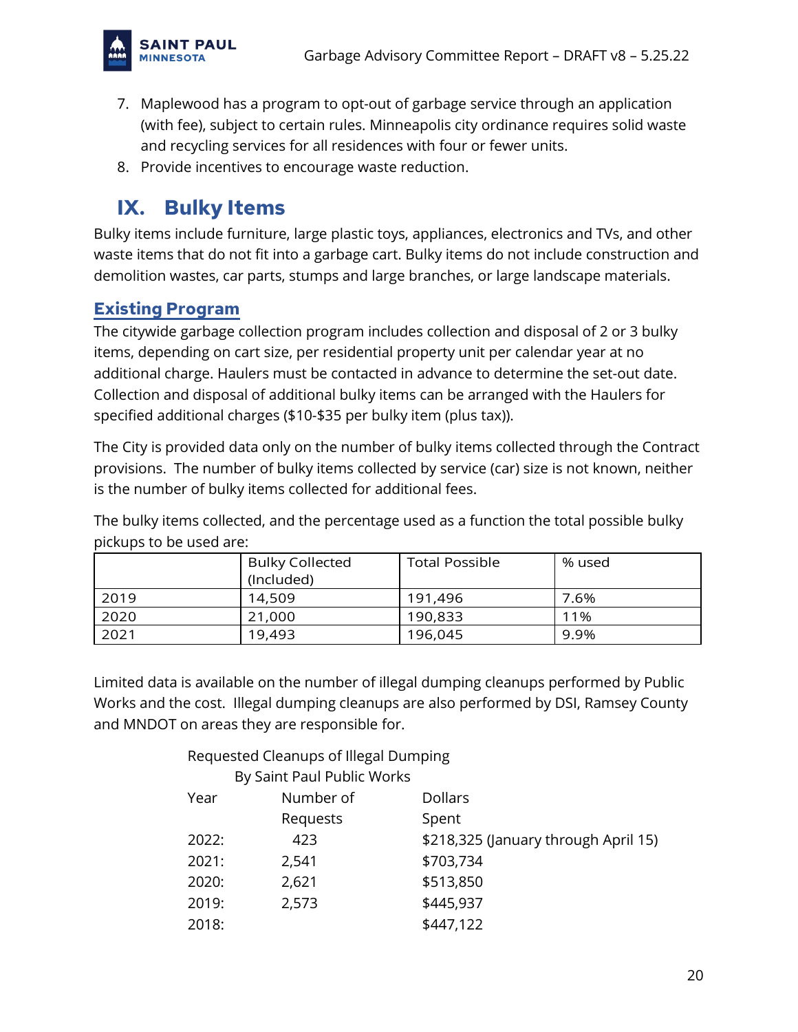7. Maplewood has a program to opt-out of garbage service through an application (with fee), subject to certain rules. Minneapolis city ordinance requires solid waste and recycling services for all residences with four or fewer units.
8. Provide incentives to encourage waste reduction.

# IX. Bulky Items

Bulky items include furniture, large plastic toys, appliances, electronics and TVs, and other waste items that do not fit into a garbage cart. Bulky items do not include construction and demolition wastes, car parts, stumps and large branches, or large landscape materials.

## Existing Program

The citywide garbage collection program includes collection and disposal of 2 or 3 bulky items, depending on cart size, per residential property unit per calendar year at no additional charge. Haulers must be contacted in advance to determine the set-out date. Collection and disposal of additional bulky items can be arranged with the Haulers for specified additional charges ($10-$35 per bulky item (plus tax)).

The City is provided data only on the number of bulky items collected through the Contract provisions. The number of bulky items collected by service (car) size is not known, neither is the number of bulky items collected for additional fees.

The bulky items collected, and the percentage used as a function the total possible bulky pickups to be used are:

| | Bulky Collected (Included) | Total Possible | % used |
|---|---|---|---|
| 2019 | 14,509 | 191,496 | 7.6% |
| 2020 | 21,000 | 190,833 | 11% |
| 2021 | 19,493 | 196,045 | 9.9% |

Limited data is available on the number of illegal dumping cleanups performed by Public Works and the cost. Illegal dumping cleanups are also performed by DSI, Ramsey County and MNDOT on areas they are responsible for.

Requested Cleanups of Illegal Dumping
By Saint Paul Public Works

| Year | Number of Requests | Dollars Spent |
|---|---|---|
| 2022: | 423 | $218,325 (January through April 15) |
| 2021: | 2,541 | $703,734 |
| 2020: | 2,621 | $513,850 |
| 2019: | 2,573 | $445,937 |
| 2018: | | $447,122 |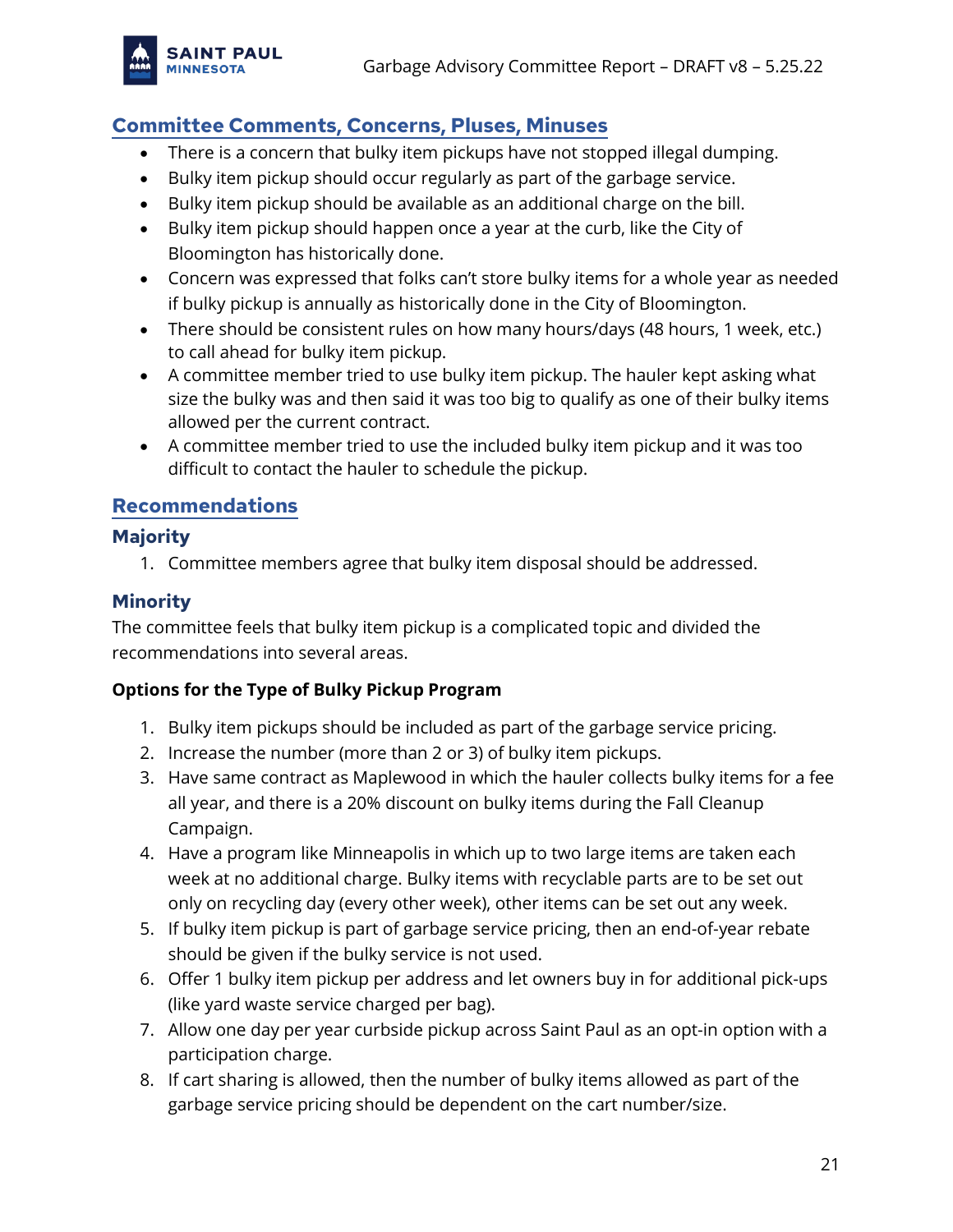## Committee Comments, Concerns, Pluses, Minuses

- There is a concern that bulky item pickups have not stopped illegal dumping.
- Bulky item pickup should occur regularly as part of the garbage service.
- Bulky item pickup should be available as an additional charge on the bill.
- Bulky item pickup should happen once a year at the curb, like the City of Bloomington has historically done.
- Concern was expressed that folks can't store bulky items for a whole year as needed if bulky pickup is annually as historically done in the City of Bloomington.
- There should be consistent rules on how many hours/days (48 hours, 1 week, etc.) to call ahead for bulky item pickup.
- A committee member tried to use bulky item pickup. The hauler kept asking what size the bulky was and then said it was too big to qualify as one of their bulky items allowed per the current contract.
- A committee member tried to use the included bulky item pickup and it was too difficult to contact the hauler to schedule the pickup.

## Recommendations

### Majority

1. Committee members agree that bulky item disposal should be addressed.

### Minority

The committee feels that bulky item pickup is a complicated topic and divided the recommendations into several areas.

**Options for the Type of Bulky Pickup Program**

1. Bulky item pickups should be included as part of the garbage service pricing.
2. Increase the number (more than 2 or 3) of bulky item pickups.
3. Have same contract as Maplewood in which the hauler collects bulky items for a fee all year, and there is a 20% discount on bulky items during the Fall Cleanup Campaign.
4. Have a program like Minneapolis in which up to two large items are taken each week at no additional charge. Bulky items with recyclable parts are to be set out only on recycling day (every other week), other items can be set out any week.
5. If bulky item pickup is part of garbage service pricing, then an end-of-year rebate should be given if the bulky service is not used.
6. Offer 1 bulky item pickup per address and let owners buy in for additional pick-ups (like yard waste service charged per bag).
7. Allow one day per year curbside pickup across Saint Paul as an opt-in option with a participation charge.
8. If cart sharing is allowed, then the number of bulky items allowed as part of the garbage service pricing should be dependent on the cart number/size.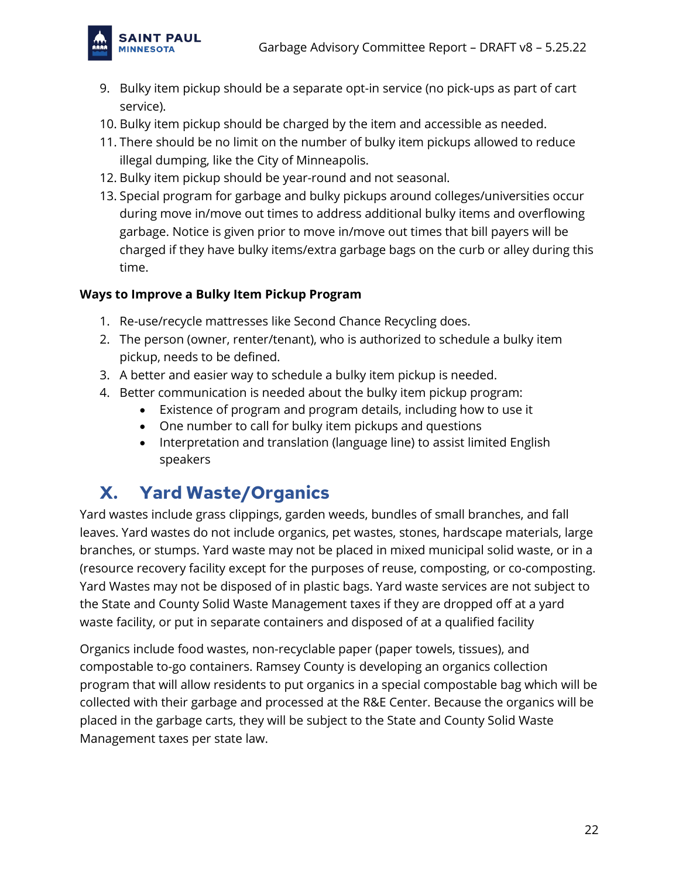9. Bulky item pickup should be a separate opt-in service (no pick-ups as part of cart service).
10. Bulky item pickup should be charged by the item and accessible as needed.
11. There should be no limit on the number of bulky item pickups allowed to reduce illegal dumping, like the City of Minneapolis.
12. Bulky item pickup should be year-round and not seasonal.
13. Special program for garbage and bulky pickups around colleges/universities occur during move in/move out times to address additional bulky items and overflowing garbage. Notice is given prior to move in/move out times that bill payers will be charged if they have bulky items/extra garbage bags on the curb or alley during this time.

**Ways to Improve a Bulky Item Pickup Program**

1. Re-use/recycle mattresses like Second Chance Recycling does.
2. The person (owner, renter/tenant), who is authorized to schedule a bulky item pickup, needs to be defined.
3. A better and easier way to schedule a bulky item pickup is needed.
4. Better communication is needed about the bulky item pickup program:
   - Existence of program and program details, including how to use it
   - One number to call for bulky item pickups and questions
   - Interpretation and translation (language line) to assist limited English speakers

## X. Yard Waste/Organics

Yard wastes include grass clippings, garden weeds, bundles of small branches, and fall leaves. Yard wastes do not include organics, pet wastes, stones, hardscape materials, large branches, or stumps. Yard waste may not be placed in mixed municipal solid waste, or in a (resource recovery facility except for the purposes of reuse, composting, or co-composting. Yard Wastes may not be disposed of in plastic bags. Yard waste services are not subject to the State and County Solid Waste Management taxes if they are dropped off at a yard waste facility, or put in separate containers and disposed of at a qualified facility

Organics include food wastes, non-recyclable paper (paper towels, tissues), and compostable to-go containers. Ramsey County is developing an organics collection program that will allow residents to put organics in a special compostable bag which will be collected with their garbage and processed at the R&E Center. Because the organics will be placed in the garbage carts, they will be subject to the State and County Solid Waste Management taxes per state law.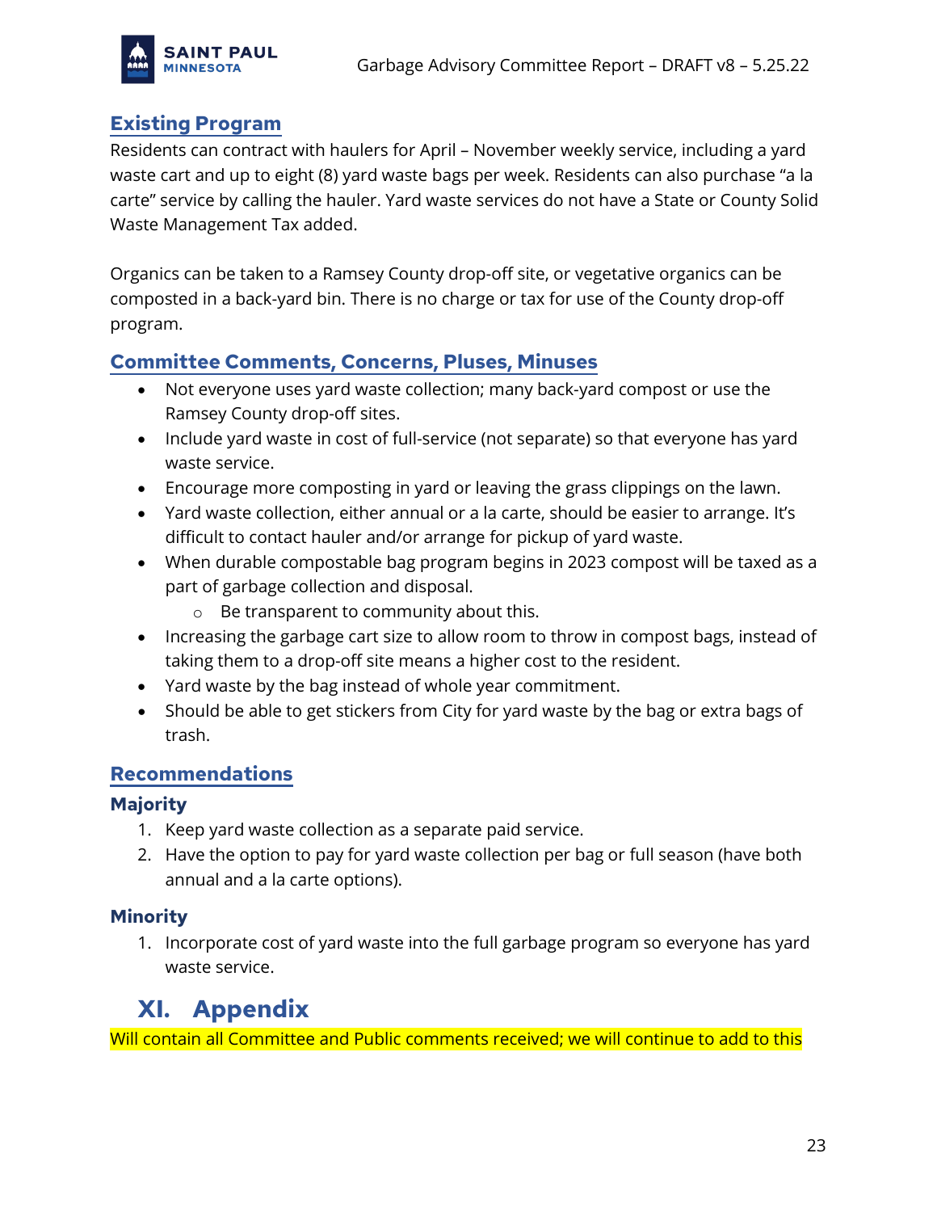### Existing Program

Residents can contract with haulers for April – November weekly service, including a yard waste cart and up to eight (8) yard waste bags per week. Residents can also purchase "a la carte" service by calling the hauler. Yard waste services do not have a State or County Solid Waste Management Tax added.

Organics can be taken to a Ramsey County drop-off site, or vegetative organics can be composted in a back-yard bin. There is no charge or tax for use of the County drop-off program.

### Committee Comments, Concerns, Pluses, Minuses

- Not everyone uses yard waste collection; many back-yard compost or use the Ramsey County drop-off sites.
- Include yard waste in cost of full-service (not separate) so that everyone has yard waste service.
- Encourage more composting in yard or leaving the grass clippings on the lawn.
- Yard waste collection, either annual or a la carte, should be easier to arrange. It's difficult to contact hauler and/or arrange for pickup of yard waste.
- When durable compostable bag program begins in 2023 compost will be taxed as a part of garbage collection and disposal.
  - Be transparent to community about this.
- Increasing the garbage cart size to allow room to throw in compost bags, instead of taking them to a drop-off site means a higher cost to the resident.
- Yard waste by the bag instead of whole year commitment.
- Should be able to get stickers from City for yard waste by the bag or extra bags of trash.

### Recommendations

#### Majority

1. Keep yard waste collection as a separate paid service.
2. Have the option to pay for yard waste collection per bag or full season (have both annual and a la carte options).

#### Minority

1. Incorporate cost of yard waste into the full garbage program so everyone has yard waste service.

## XI. Appendix

Will contain all Committee and Public comments received; we will continue to add to this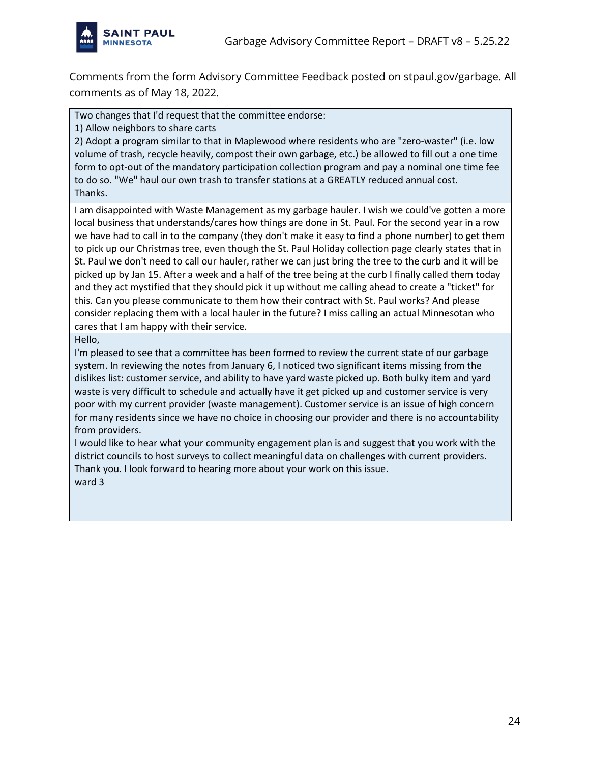Comments from the form Advisory Committee Feedback posted on stpaul.gov/garbage. All comments as of May 18, 2022.

| Comments |
| --- |
| Two changes that I'd request that the committee endorse:<br>1) Allow neighbors to share carts<br>2) Adopt a program similar to that in Maplewood where residents who are "zero-waster" (i.e. low volume of trash, recycle heavily, compost their own garbage, etc.) be allowed to fill out a one time form to opt-out of the mandatory participation collection program and pay a nominal one time fee to do so. "We" haul our own trash to transfer stations at a GREATLY reduced annual cost.<br>Thanks. |
| I am disappointed with Waste Management as my garbage hauler. I wish we could've gotten a more local business that understands/cares how things are done in St. Paul. For the second year in a row we have had to call in to the company (they don't make it easy to find a phone number) to get them to pick up our Christmas tree, even though the St. Paul Holiday collection page clearly states that in St. Paul we don't need to call our hauler, rather we can just bring the tree to the curb and it will be picked up by Jan 15. After a week and a half of the tree being at the curb I finally called them today and they act mystified that they should pick it up without me calling ahead to create a "ticket" for this. Can you please communicate to them how their contract with St. Paul works? And please consider replacing them with a local hauler in the future? I miss calling an actual Minnesotan who cares that I am happy with their service. |
| Hello,<br>I'm pleased to see that a committee has been formed to review the current state of our garbage system. In reviewing the notes from January 6, I noticed two significant items missing from the dislikes list: customer service, and ability to have yard waste picked up. Both bulky item and yard waste is very difficult to schedule and actually have it get picked up and customer service is very poor with my current provider (waste management). Customer service is an issue of high concern for many residents since we have no choice in choosing our provider and there is no accountability from providers.<br>I would like to hear what your community engagement plan is and suggest that you work with the district councils to host surveys to collect meaningful data on challenges with current providers.<br>Thank you. I look forward to hearing more about your work on this issue.<br>ward 3 |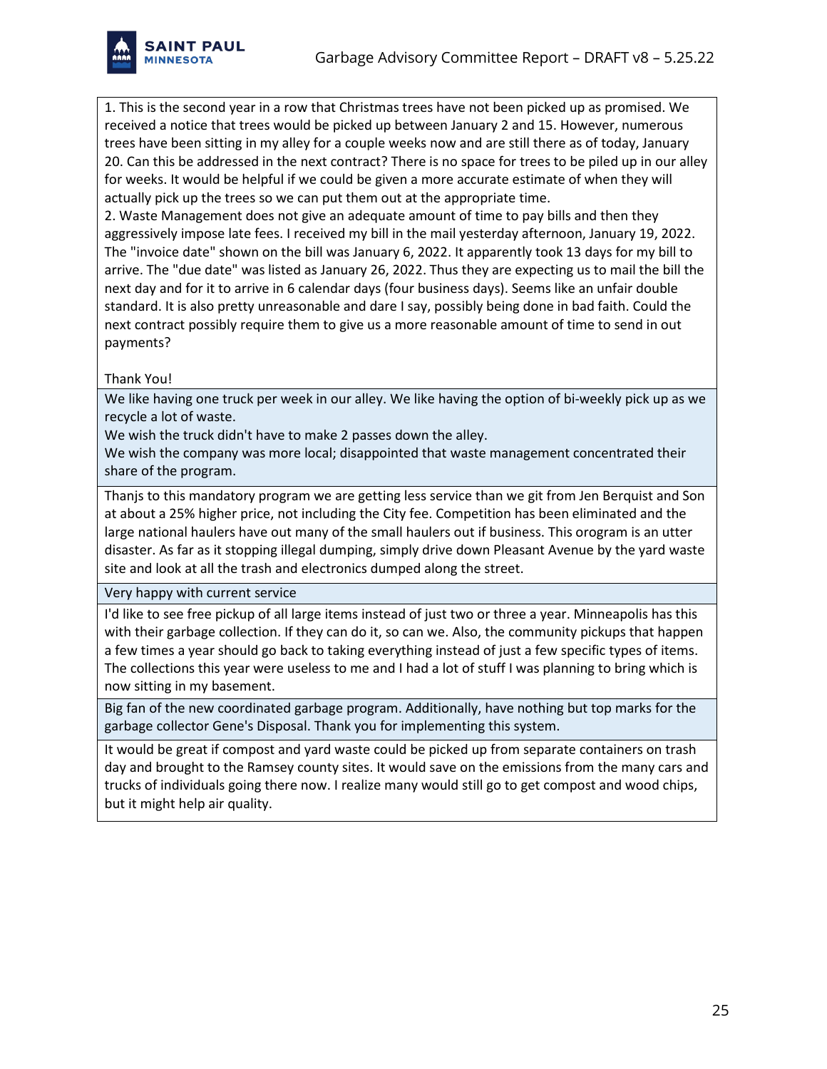| |
|---|
| 1. This is the second year in a row that Christmas trees have not been picked up as promised. We received a notice that trees would be picked up between January 2 and 15. However, numerous trees have been sitting in my alley for a couple weeks now and are still there as of today, January 20. Can this be addressed in the next contract? There is no space for trees to be piled up in our alley for weeks. It would be helpful if we could be given a more accurate estimate of when they will actually pick up the trees so we can put them out at the appropriate time.<br>2. Waste Management does not give an adequate amount of time to pay bills and then they aggressively impose late fees. I received my bill in the mail yesterday afternoon, January 19, 2022. The "invoice date" shown on the bill was January 6, 2022. It apparently took 13 days for my bill to arrive. The "due date" was listed as January 26, 2022. Thus they are expecting us to mail the bill the next day and for it to arrive in 6 calendar days (four business days). Seems like an unfair double standard. It is also pretty unreasonable and dare I say, possibly being done in bad faith. Could the next contract possibly require them to give us a more reasonable amount of time to send in out payments?<br><br>Thank You! |
| We like having one truck per week in our alley. We like having the option of bi-weekly pick up as we recycle a lot of waste.<br>We wish the truck didn't have to make 2 passes down the alley.<br>We wish the company was more local; disappointed that waste management concentrated their share of the program. |
| Thanjs to this mandatory program we are getting less service than we git from Jen Berquist and Son at about a 25% higher price, not including the City fee. Competition has been eliminated and the large national haulers have out many of the small haulers out if business. This orogram is an utter disaster. As far as it stopping illegal dumping, simply drive down Pleasant Avenue by the yard waste site and look at all the trash and electronics dumped along the street. |
| Very happy with current service |
| I'd like to see free pickup of all large items instead of just two or three a year. Minneapolis has this with their garbage collection. If they can do it, so can we. Also, the community pickups that happen a few times a year should go back to taking everything instead of just a few specific types of items. The collections this year were useless to me and I had a lot of stuff I was planning to bring which is now sitting in my basement. |
| Big fan of the new coordinated garbage program. Additionally, have nothing but top marks for the garbage collector Gene's Disposal. Thank you for implementing this system. |
| It would be great if compost and yard waste could be picked up from separate containers on trash day and brought to the Ramsey county sites. It would save on the emissions from the many cars and trucks of individuals going there now. I realize many would still go to get compost and wood chips, but it might help air quality. |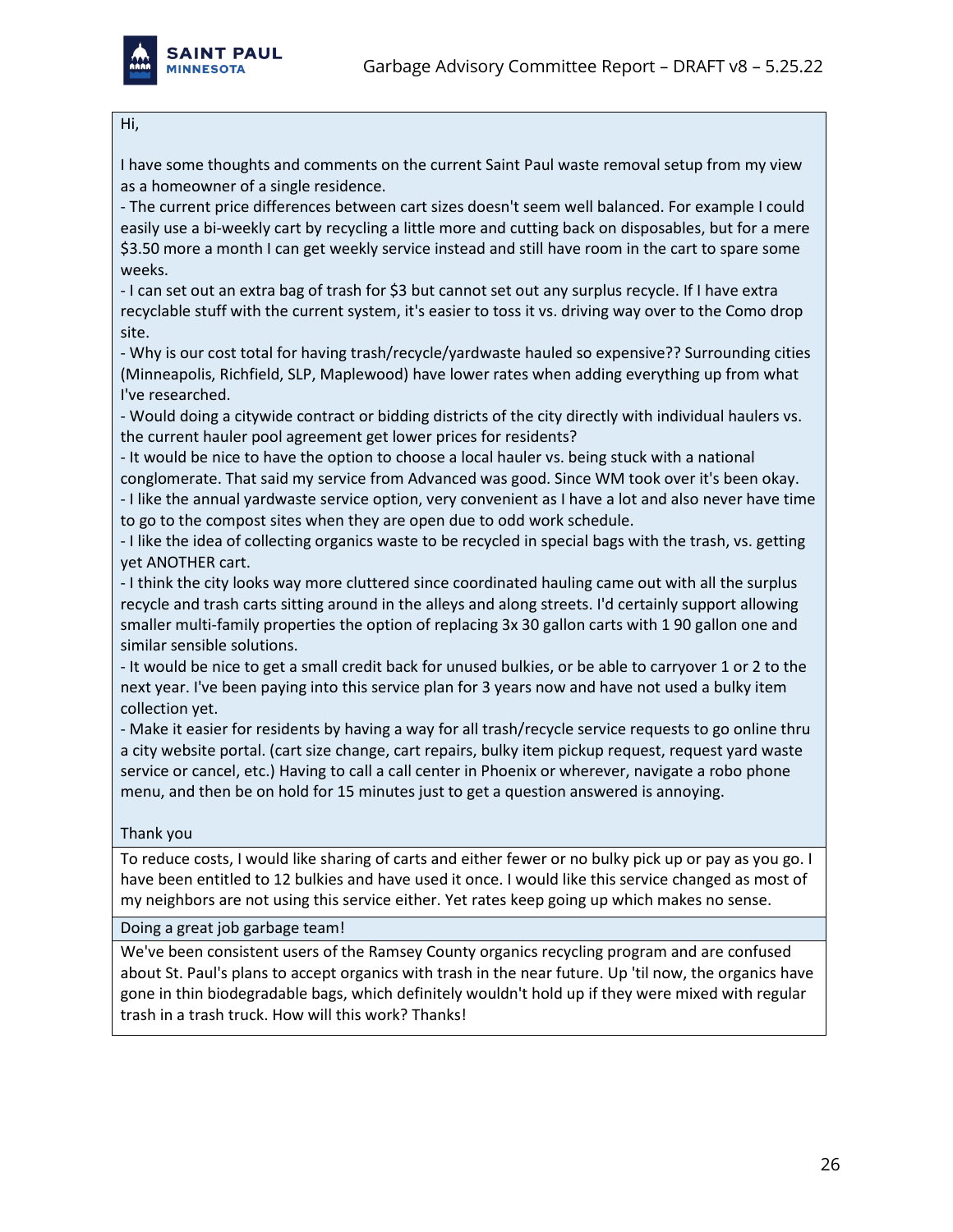| |
|---|
| Hi,<br><br>I have some thoughts and comments on the current Saint Paul waste removal setup from my view as a homeowner of a single residence.<br>- The current price differences between cart sizes doesn't seem well balanced. For example I could easily use a bi-weekly cart by recycling a little more and cutting back on disposables, but for a mere $3.50 more a month I can get weekly service instead and still have room in the cart to spare some weeks.<br>- I can set out an extra bag of trash for $3 but cannot set out any surplus recycle. If I have extra recyclable stuff with the current system, it's easier to toss it vs. driving way over to the Como drop site.<br>- Why is our cost total for having trash/recycle/yardwaste hauled so expensive?? Surrounding cities (Minneapolis, Richfield, SLP, Maplewood) have lower rates when adding everything up from what I've researched.<br>- Would doing a citywide contract or bidding districts of the city directly with individual haulers vs. the current hauler pool agreement get lower prices for residents?<br>- It would be nice to have the option to choose a local hauler vs. being stuck with a national conglomerate. That said my service from Advanced was good. Since WM took over it's been okay.<br>- I like the annual yardwaste service option, very convenient as I have a lot and also never have time to go to the compost sites when they are open due to odd work schedule.<br>- I like the idea of collecting organics waste to be recycled in special bags with the trash, vs. getting yet ANOTHER cart.<br>- I think the city looks way more cluttered since coordinated hauling came out with all the surplus recycle and trash carts sitting around in the alleys and along streets. I'd certainly support allowing smaller multi-family properties the option of replacing 3x 30 gallon carts with 1 90 gallon one and similar sensible solutions.<br>- It would be nice to get a small credit back for unused bulkies, or be able to carryover 1 or 2 to the next year. I've been paying into this service plan for 3 years now and have not used a bulky item collection yet.<br>- Make it easier for residents by having a way for all trash/recycle service requests to go online thru a city website portal. (cart size change, cart repairs, bulky item pickup request, request yard waste service or cancel, etc.) Having to call a call center in Phoenix or wherever, navigate a robo phone menu, and then be on hold for 15 minutes just to get a question answered is annoying.<br><br>Thank you |
| To reduce costs, I would like sharing of carts and either fewer or no bulky pick up or pay as you go. I have been entitled to 12 bulkies and have used it once. I would like this service changed as most of my neighbors are not using this service either. Yet rates keep going up which makes no sense. |
| Doing a great job garbage team! |
| We've been consistent users of the Ramsey County organics recycling program and are confused about St. Paul's plans to accept organics with trash in the near future. Up 'til now, the organics have gone in thin biodegradable bags, which definitely wouldn't hold up if they were mixed with regular trash in a trash truck. How will this work? Thanks! |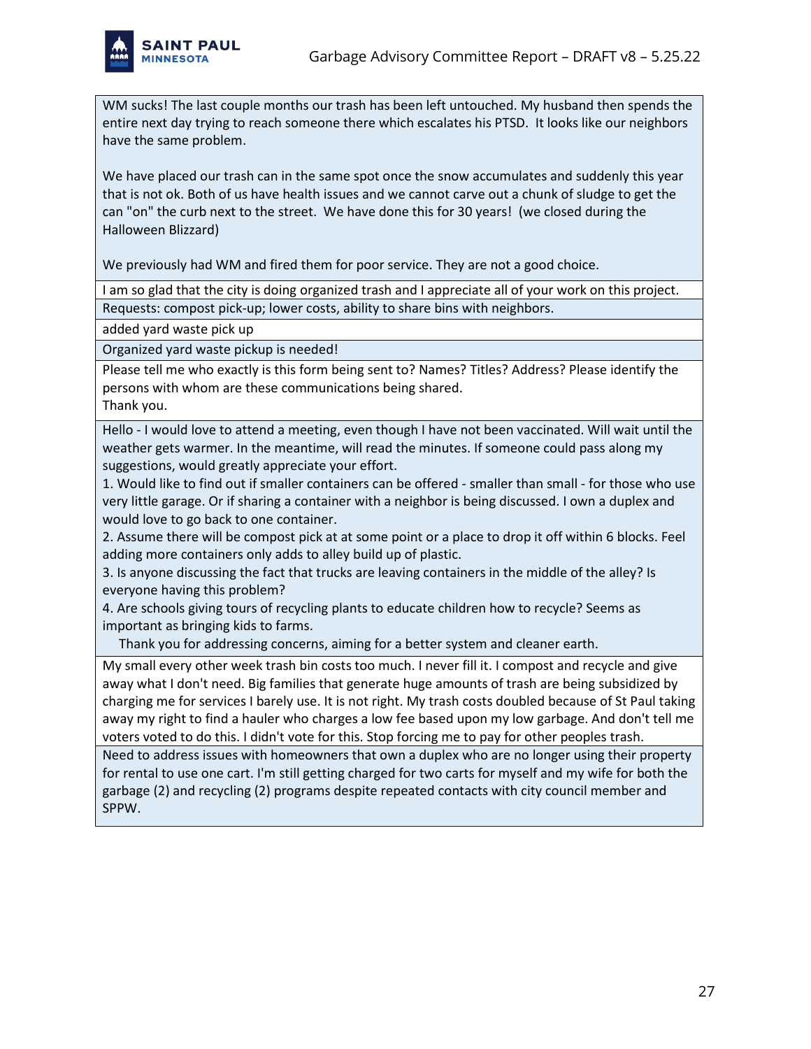| |
|---|
| WM sucks! The last couple months our trash has been left untouched. My husband then spends the entire next day trying to reach someone there which escalates his PTSD. It looks like our neighbors have the same problem.<br><br>We have placed our trash can in the same spot once the snow accumulates and suddenly this year that is not ok. Both of us have health issues and we cannot carve out a chunk of sludge to get the can "on" the curb next to the street. We have done this for 30 years! (we closed during the Halloween Blizzard)<br><br>We previously had WM and fired them for poor service. They are not a good choice. |
| I am so glad that the city is doing organized trash and I appreciate all of your work on this project. |
| Requests: compost pick-up; lower costs, ability to share bins with neighbors. |
| added yard waste pick up |
| Organized yard waste pickup is needed! |
| Please tell me who exactly is this form being sent to? Names? Titles? Address? Please identify the persons with whom are these communications being shared.<br>Thank you. |
| Hello - I would love to attend a meeting, even though I have not been vaccinated. Will wait until the weather gets warmer. In the meantime, will read the minutes. If someone could pass along my suggestions, would greatly appreciate your effort.<br>1. Would like to find out if smaller containers can be offered - smaller than small - for those who use very little garage. Or if sharing a container with a neighbor is being discussed. I own a duplex and would love to go back to one container.<br>2. Assume there will be compost pick at at some point or a place to drop it off within 6 blocks. Feel adding more containers only adds to alley build up of plastic.<br>3. Is anyone discussing the fact that trucks are leaving containers in the middle of the alley? Is everyone having this problem?<br>4. Are schools giving tours of recycling plants to educate children how to recycle? Seems as important as bringing kids to farms.<br>Thank you for addressing concerns, aiming for a better system and cleaner earth. |
| My small every other week trash bin costs too much. I never fill it. I compost and recycle and give away what I don't need. Big families that generate huge amounts of trash are being subsidized by charging me for services I barely use. It is not right. My trash costs doubled because of St Paul taking away my right to find a hauler who charges a low fee based upon my low garbage. And don't tell me voters voted to do this. I didn't vote for this. Stop forcing me to pay for other peoples trash. |
| Need to address issues with homeowners that own a duplex who are no longer using their property for rental to use one cart. I'm still getting charged for two carts for myself and my wife for both the garbage (2) and recycling (2) programs despite repeated contacts with city council member and SPPW. |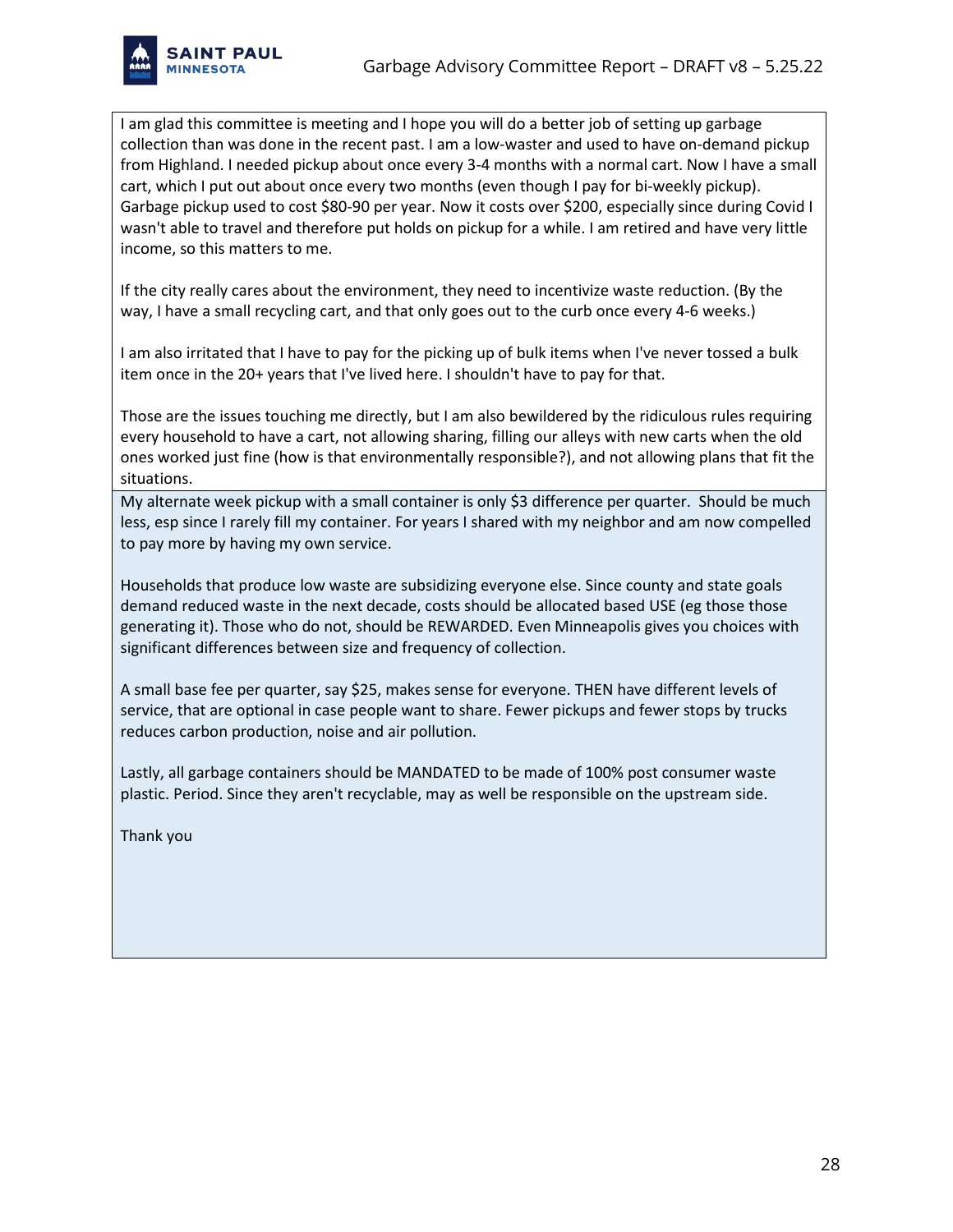I am glad this committee is meeting and I hope you will do a better job of setting up garbage collection than was done in the recent past. I am a low-waster and used to have on-demand pickup from Highland. I needed pickup about once every 3-4 months with a normal cart. Now I have a small cart, which I put out about once every two months (even though I pay for bi-weekly pickup). Garbage pickup used to cost $80-90 per year. Now it costs over $200, especially since during Covid I wasn't able to travel and therefore put holds on pickup for a while. I am retired and have very little income, so this matters to me.

If the city really cares about the environment, they need to incentivize waste reduction. (By the way, I have a small recycling cart, and that only goes out to the curb once every 4-6 weeks.)

I am also irritated that I have to pay for the picking up of bulk items when I've never tossed a bulk item once in the 20+ years that I've lived here. I shouldn't have to pay for that.

Those are the issues touching me directly, but I am also bewildered by the ridiculous rules requiring every household to have a cart, not allowing sharing, filling our alleys with new carts when the old ones worked just fine (how is that environmentally responsible?), and not allowing plans that fit the situations.

---

My alternate week pickup with a small container is only $3 difference per quarter. Should be much less, esp since I rarely fill my container. For years I shared with my neighbor and am now compelled to pay more by having my own service.

Households that produce low waste are subsidizing everyone else. Since county and state goals demand reduced waste in the next decade, costs should be allocated based USE (eg those those generating it). Those who do not, should be REWARDED. Even Minneapolis gives you choices with significant differences between size and frequency of collection.

A small base fee per quarter, say $25, makes sense for everyone. THEN have different levels of service, that are optional in case people want to share. Fewer pickups and fewer stops by trucks reduces carbon production, noise and air pollution.

Lastly, all garbage containers should be MANDATED to be made of 100% post consumer waste plastic. Period. Since they aren't recyclable, may as well be responsible on the upstream side.

Thank you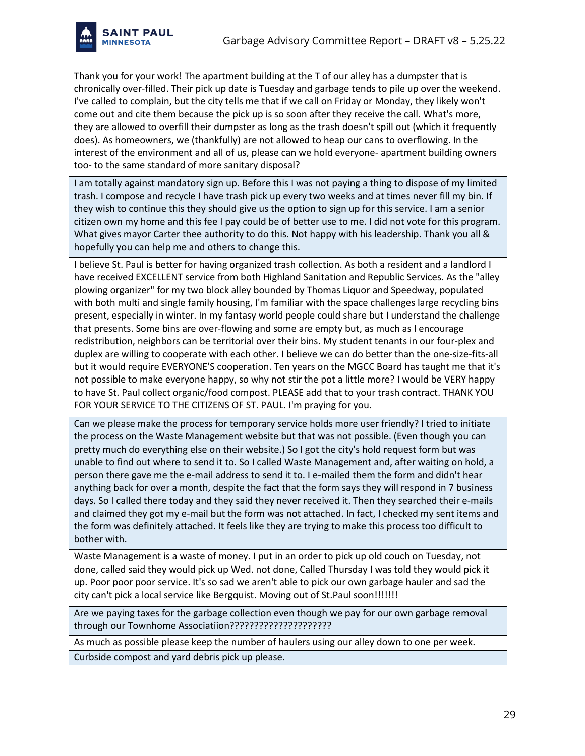| |
|---|
| Thank you for your work! The apartment building at the T of our alley has a dumpster that is chronically over-filled. Their pick up date is Tuesday and garbage tends to pile up over the weekend. I've called to complain, but the city tells me that if we call on Friday or Monday, they likely won't come out and cite them because the pick up is so soon after they receive the call. What's more, they are allowed to overfill their dumpster as long as the trash doesn't spill out (which it frequently does). As homeowners, we (thankfully) are not allowed to heap our cans to overflowing. In the interest of the environment and all of us, please can we hold everyone- apartment building owners too- to the same standard of more sanitary disposal? |
| I am totally against mandatory sign up. Before this I was not paying a thing to dispose of my limited trash. I compose and recycle I have trash pick up every two weeks and at times never fill my bin. If they wish to continue this they should give us the option to sign up for this service. I am a senior citizen own my home and this fee I pay could be of better use to me. I did not vote for this program. What gives mayor Carter thee authority to do this. Not happy with his leadership. Thank you all & hopefully you can help me and others to change this. |
| I believe St. Paul is better for having organized trash collection. As both a resident and a landlord I have received EXCELLENT service from both Highland Sanitation and Republic Services. As the "alley plowing organizer" for my two block alley bounded by Thomas Liquor and Speedway, populated with both multi and single family housing, I'm familiar with the space challenges large recycling bins present, especially in winter. In my fantasy world people could share but I understand the challenge that presents. Some bins are over-flowing and some are empty but, as much as I encourage redistribution, neighbors can be territorial over their bins. My student tenants in our four-plex and duplex are willing to cooperate with each other. I believe we can do better than the one-size-fits-all but it would require EVERYONE'S cooperation. Ten years on the MGCC Board has taught me that it's not possible to make everyone happy, so why not stir the pot a little more? I would be VERY happy to have St. Paul collect organic/food compost. PLEASE add that to your trash contract. THANK YOU FOR YOUR SERVICE TO THE CITIZENS OF ST. PAUL. I'm praying for you. |
| Can we please make the process for temporary service holds more user friendly? I tried to initiate the process on the Waste Management website but that was not possible. (Even though you can pretty much do everything else on their website.) So I got the city's hold request form but was unable to find out where to send it to. So I called Waste Management and, after waiting on hold, a person there gave me the e-mail address to send it to. I e-mailed them the form and didn't hear anything back for over a month, despite the fact that the form says they will respond in 7 business days. So I called there today and they said they never received it. Then they searched their e-mails and claimed they got my e-mail but the form was not attached. In fact, I checked my sent items and the form was definitely attached. It feels like they are trying to make this process too difficult to bother with. |
| Waste Management is a waste of money. I put in an order to pick up old couch on Tuesday, not done, called said they would pick up Wed. not done, Called Thursday I was told they would pick it up. Poor poor poor service. It's so sad we aren't able to pick our own garbage hauler and sad the city can't pick a local service like Bergquist. Moving out of St.Paul soon!!!!!!! |
| Are we paying taxes for the garbage collection even though we pay for our own garbage removal through our Townhome Associatiion???????????????????? |
| As much as possible please keep the number of haulers using our alley down to one per week. |
| Curbside compost and yard debris pick up please. |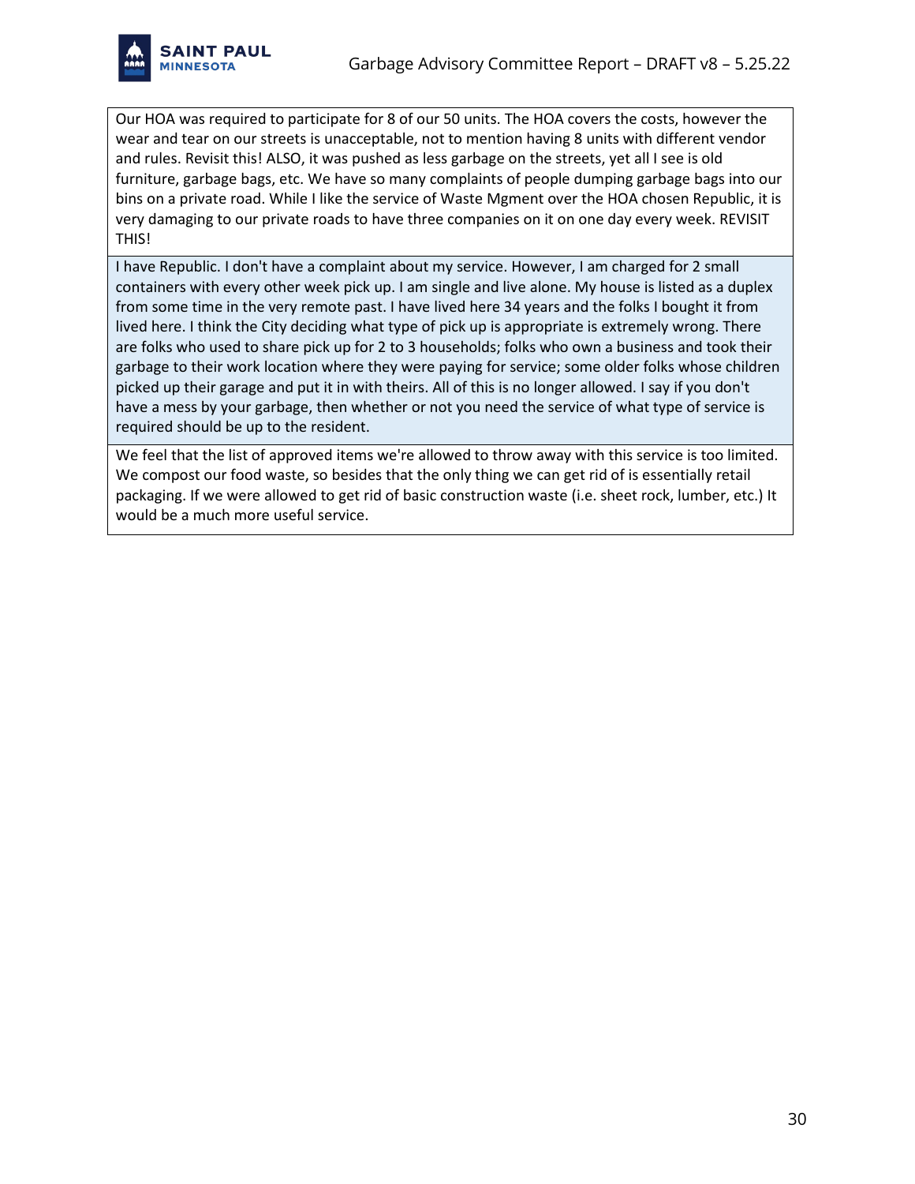| |
|---|
| Our HOA was required to participate for 8 of our 50 units. The HOA covers the costs, however the wear and tear on our streets is unacceptable, not to mention having 8 units with different vendor and rules. Revisit this! ALSO, it was pushed as less garbage on the streets, yet all I see is old furniture, garbage bags, etc. We have so many complaints of people dumping garbage bags into our bins on a private road. While I like the service of Waste Mgment over the HOA chosen Republic, it is very damaging to our private roads to have three companies on it on one day every week. REVISIT THIS! |
| I have Republic. I don't have a complaint about my service. However, I am charged for 2 small containers with every other week pick up. I am single and live alone. My house is listed as a duplex from some time in the very remote past. I have lived here 34 years and the folks I bought it from lived here. I think the City deciding what type of pick up is appropriate is extremely wrong. There are folks who used to share pick up for 2 to 3 households; folks who own a business and took their garbage to their work location where they were paying for service; some older folks whose children picked up their garage and put it in with theirs. All of this is no longer allowed. I say if you don't have a mess by your garbage, then whether or not you need the service of what type of service is required should be up to the resident. |
| We feel that the list of approved items we're allowed to throw away with this service is too limited. We compost our food waste, so besides that the only thing we can get rid of is essentially retail packaging. If we were allowed to get rid of basic construction waste (i.e. sheet rock, lumber, etc.) It would be a much more useful service. |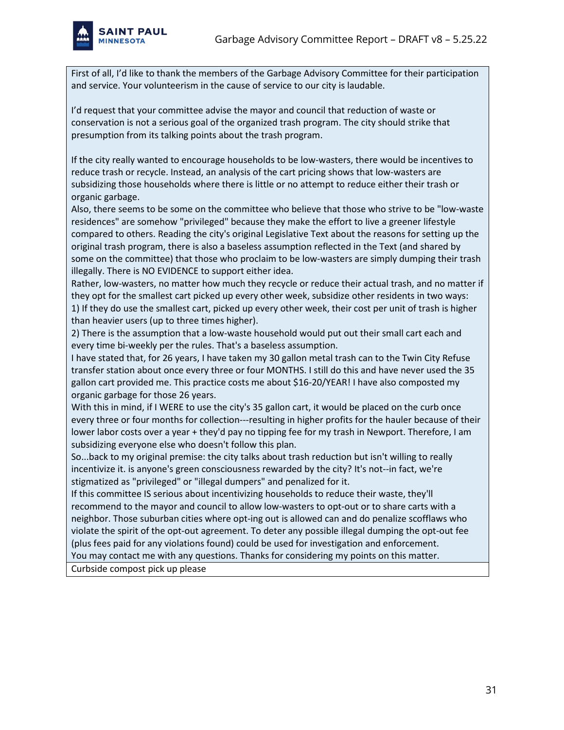| |
|---|
| First of all, I'd like to thank the members of the Garbage Advisory Committee for their participation and service. Your volunteerism in the cause of service to our city is laudable.<br><br>I'd request that your committee advise the mayor and council that reduction of waste or conservation is not a serious goal of the organized trash program. The city should strike that presumption from its talking points about the trash program.<br><br>If the city really wanted to encourage households to be low-wasters, there would be incentives to reduce trash or recycle. Instead, an analysis of the cart pricing shows that low-wasters are subsidizing those households where there is little or no attempt to reduce either their trash or organic garbage.<br>Also, there seems to be some on the committee who believe that those who strive to be "low-waste residences" are somehow "privileged" because they make the effort to live a greener lifestyle compared to others. Reading the city's original Legislative Text about the reasons for setting up the original trash program, there is also a baseless assumption reflected in the Text (and shared by some on the committee) that those who proclaim to be low-wasters are simply dumping their trash illegally. There is NO EVIDENCE to support either idea.<br>Rather, low-wasters, no matter how much they recycle or reduce their actual trash, and no matter if they opt for the smallest cart picked up every other week, subsidize other residents in two ways:<br>1) If they do use the smallest cart, picked up every other week, their cost per unit of trash is higher than heavier users (up to three times higher).<br>2) There is the assumption that a low-waste household would put out their small cart each and every time bi-weekly per the rules. That's a baseless assumption.<br>I have stated that, for 26 years, I have taken my 30 gallon metal trash can to the Twin City Refuse transfer station about once every three or four MONTHS. I still do this and have never used the 35 gallon cart provided me. This practice costs me about $16-20/YEAR! I have also composted my organic garbage for those 26 years.<br>With this in mind, if I WERE to use the city's 35 gallon cart, it would be placed on the curb once every three or four months for collection---resulting in higher profits for the hauler because of their lower labor costs over a year + they'd pay no tipping fee for my trash in Newport. Therefore, I am subsidizing everyone else who doesn't follow this plan.<br>So...back to my original premise: the city talks about trash reduction but isn't willing to really incentivize it. is anyone's green consciousness rewarded by the city? It's not--in fact, we're stigmatized as "privileged" or "illegal dumpers" and penalized for it.<br>If this committee IS serious about incentivizing households to reduce their waste, they'll recommend to the mayor and council to allow low-wasters to opt-out or to share carts with a neighbor. Those suburban cities where opt-ing out is allowed can and do penalize scofflaws who violate the spirit of the opt-out agreement. To deter any possible illegal dumping the opt-out fee (plus fees paid for any violations found) could be used for investigation and enforcement.<br>You may contact me with any questions. Thanks for considering my points on this matter. |
| Curbside compost pick up please |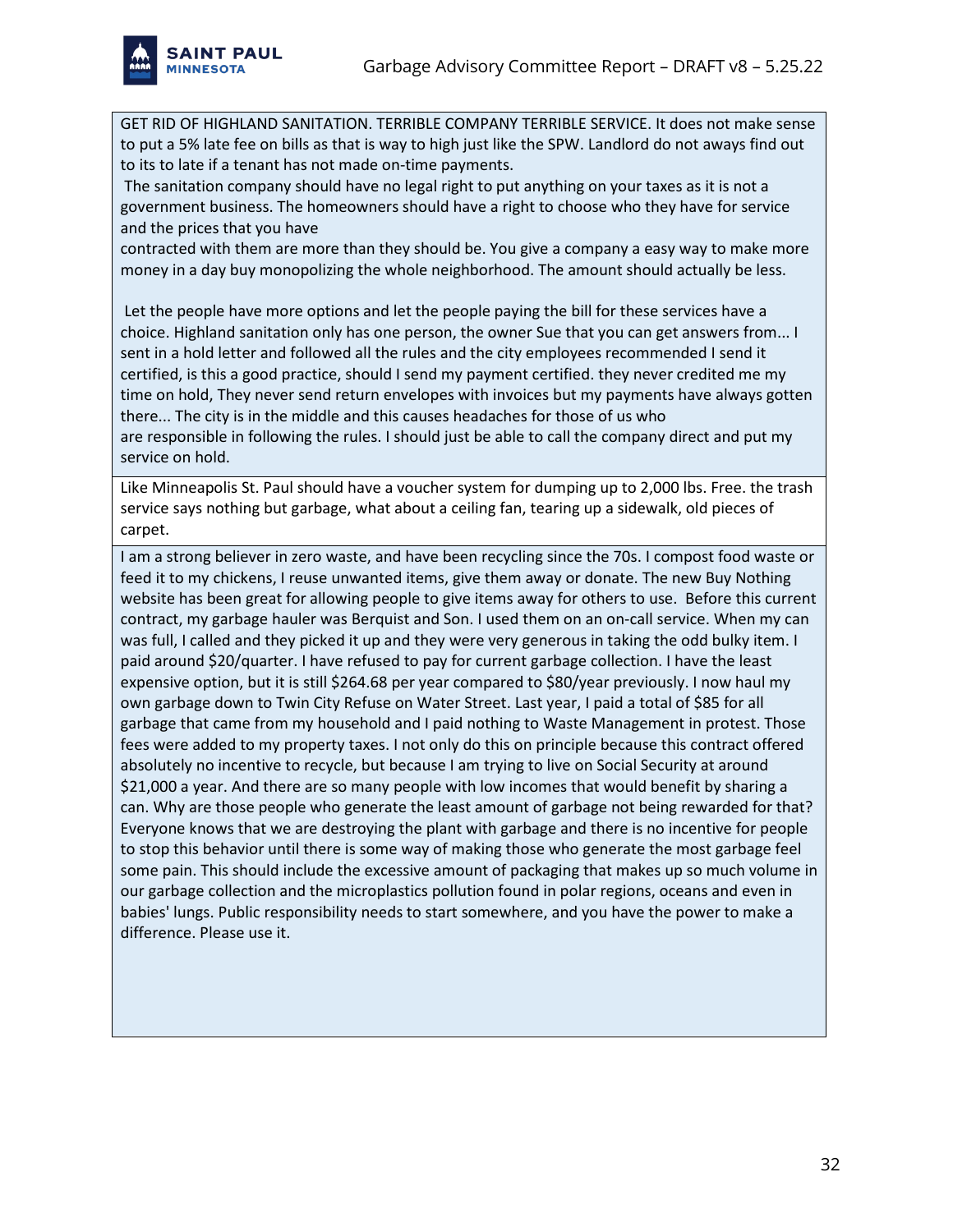| |
|---|
| GET RID OF HIGHLAND SANITATION. TERRIBLE COMPANY TERRIBLE SERVICE. It does not make sense to put a 5% late fee on bills as that is way to high just like the SPW. Landlord do not aways find out to its to late if a tenant has not made on-time payments.<br> The sanitation company should have no legal right to put anything on your taxes as it is not a government business. The homeowners should have a right to choose who they have for service and the prices that you have<br>contracted with them are more than they should be. You give a company a easy way to make more money in a day buy monopolizing the whole neighborhood. The amount should actually be less.<br><br> Let the people have more options and let the people paying the bill for these services have a choice. Highland sanitation only has one person, the owner Sue that you can get answers from... I sent in a hold letter and followed all the rules and the city employees recommended I send it certified, is this a good practice, should I send my payment certified. they never credited me my time on hold, They never send return envelopes with invoices but my payments have always gotten there... The city is in the middle and this causes headaches for those of us who<br>are responsible in following the rules. I should just be able to call the company direct and put my service on hold. |
| Like Minneapolis St. Paul should have a voucher system for dumping up to 2,000 lbs. Free. the trash service says nothing but garbage, what about a ceiling fan, tearing up a sidewalk, old pieces of carpet. |
| I am a strong believer in zero waste, and have been recycling since the 70s. I compost food waste or feed it to my chickens, I reuse unwanted items, give them away or donate. The new Buy Nothing website has been great for allowing people to give items away for others to use. Before this current contract, my garbage hauler was Berquist and Son. I used them on an on-call service. When my can was full, I called and they picked it up and they were very generous in taking the odd bulky item. I paid around $20/quarter. I have refused to pay for current garbage collection. I have the least expensive option, but it is still $264.68 per year compared to $80/year previously. I now haul my own garbage down to Twin City Refuse on Water Street. Last year, I paid a total of $85 for all garbage that came from my household and I paid nothing to Waste Management in protest. Those fees were added to my property taxes. I not only do this on principle because this contract offered absolutely no incentive to recycle, but because I am trying to live on Social Security at around $21,000 a year. And there are so many people with low incomes that would benefit by sharing a can. Why are those people who generate the least amount of garbage not being rewarded for that? Everyone knows that we are destroying the plant with garbage and there is no incentive for people to stop this behavior until there is some way of making those who generate the most garbage feel some pain. This should include the excessive amount of packaging that makes up so much volume in our garbage collection and the microplastics pollution found in polar regions, oceans and even in babies' lungs. Public responsibility needs to start somewhere, and you have the power to make a difference. Please use it. |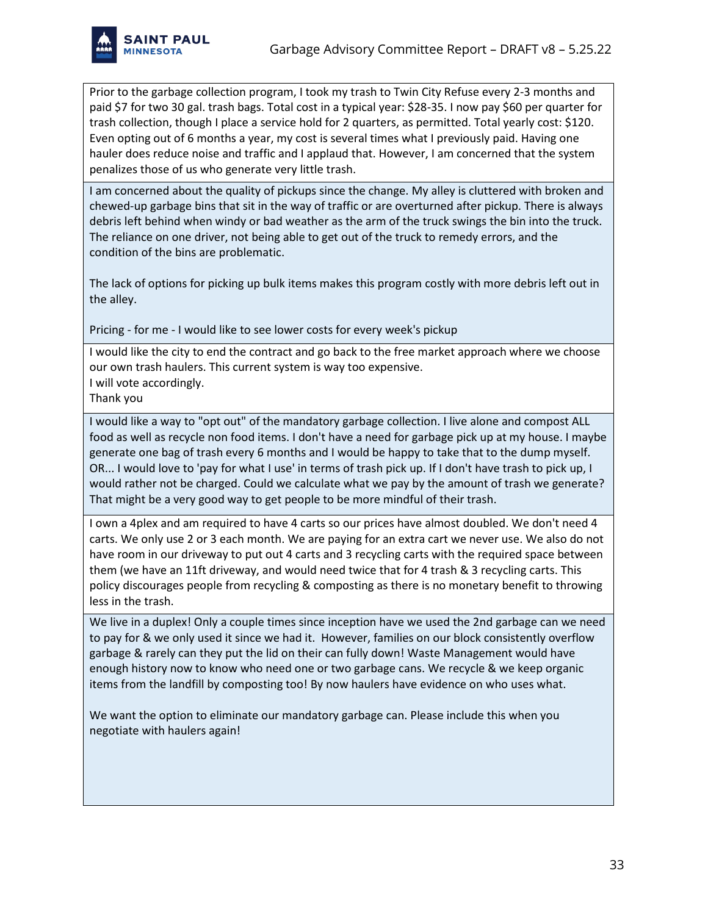| |
|---|
| Prior to the garbage collection program, I took my trash to Twin City Refuse every 2-3 months and paid $7 for two 30 gal. trash bags. Total cost in a typical year: $28-35. I now pay $60 per quarter for trash collection, though I place a service hold for 2 quarters, as permitted. Total yearly cost: $120. Even opting out of 6 months a year, my cost is several times what I previously paid. Having one hauler does reduce noise and traffic and I applaud that. However, I am concerned that the system penalizes those of us who generate very little trash. |
| I am concerned about the quality of pickups since the change. My alley is cluttered with broken and chewed-up garbage bins that sit in the way of traffic or are overturned after pickup. There is always debris left behind when windy or bad weather as the arm of the truck swings the bin into the truck. The reliance on one driver, not being able to get out of the truck to remedy errors, and the condition of the bins are problematic.<br><br>The lack of options for picking up bulk items makes this program costly with more debris left out in the alley.<br><br>Pricing - for me - I would like to see lower costs for every week's pickup |
| I would like the city to end the contract and go back to the free market approach where we choose our own trash haulers. This current system is way too expensive.<br>I will vote accordingly.<br>Thank you |
| I would like a way to "opt out" of the mandatory garbage collection. I live alone and compost ALL food as well as recycle non food items. I don't have a need for garbage pick up at my house. I maybe generate one bag of trash every 6 months and I would be happy to take that to the dump myself. OR... I would love to 'pay for what I use' in terms of trash pick up. If I don't have trash to pick up, I would rather not be charged. Could we calculate what we pay by the amount of trash we generate? That might be a very good way to get people to be more mindful of their trash. |
| I own a 4plex and am required to have 4 carts so our prices have almost doubled. We don't need 4 carts. We only use 2 or 3 each month. We are paying for an extra cart we never use. We also do not have room in our driveway to put out 4 carts and 3 recycling carts with the required space between them (we have an 11ft driveway, and would need twice that for 4 trash & 3 recycling carts. This policy discourages people from recycling & composting as there is no monetary benefit to throwing less in the trash. |
| We live in a duplex! Only a couple times since inception have we used the 2nd garbage can we need to pay for & we only used it since we had it. However, families on our block consistently overflow garbage & rarely can they put the lid on their can fully down! Waste Management would have enough history now to know who need one or two garbage cans. We recycle & we keep organic items from the landfill by composting too! By now haulers have evidence on who uses what.<br><br>We want the option to eliminate our mandatory garbage can. Please include this when you negotiate with haulers again! |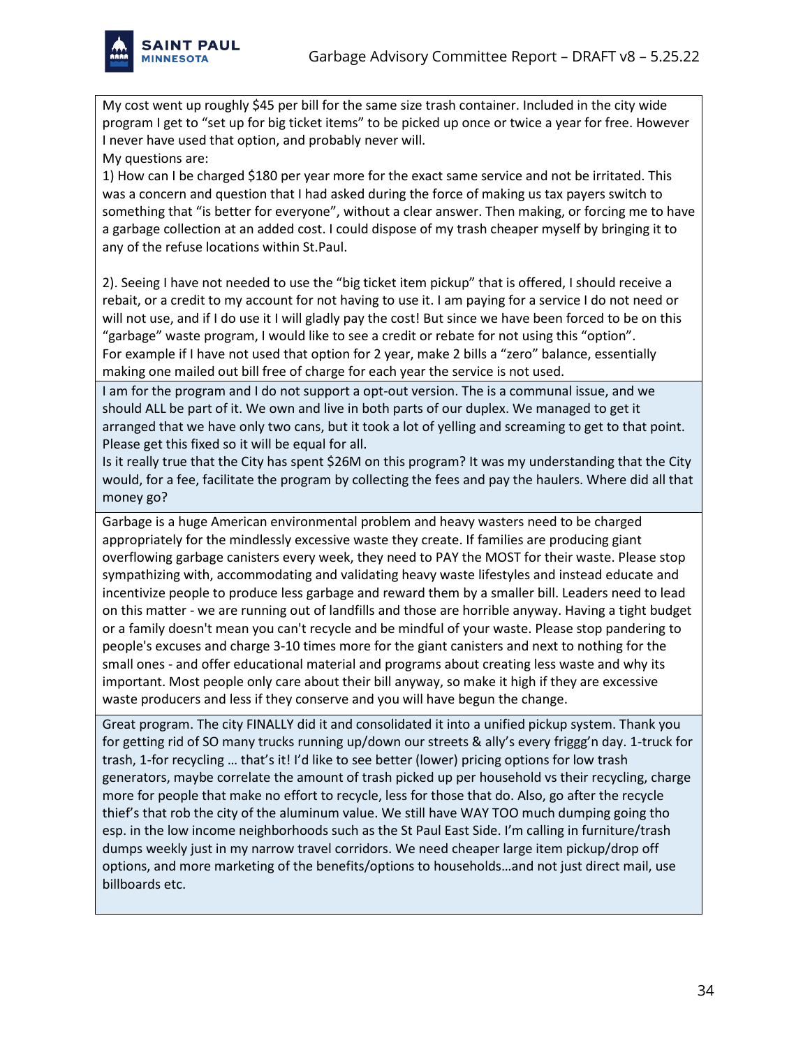| |
|---|
| My cost went up roughly $45 per bill for the same size trash container. Included in the city wide program I get to "set up for big ticket items" to be picked up once or twice a year for free. However I never have used that option, and probably never will.<br>My questions are:<br>1) How can I be charged $180 per year more for the exact same service and not be irritated. This was a concern and question that I had asked during the force of making us tax payers switch to something that "is better for everyone", without a clear answer. Then making, or forcing me to have a garbage collection at an added cost. I could dispose of my trash cheaper myself by bringing it to any of the refuse locations within St.Paul.<br><br>2). Seeing I have not needed to use the "big ticket item pickup" that is offered, I should receive a rebait, or a credit to my account for not having to use it. I am paying for a service I do not need or will not use, and if I do use it I will gladly pay the cost! But since we have been forced to be on this "garbage" waste program, I would like to see a credit or rebate for not using this "option".<br>For example if I have not used that option for 2 year, make 2 bills a "zero" balance, essentially making one mailed out bill free of charge for each year the service is not used. |
| I am for the program and I do not support a opt-out version. The is a communal issue, and we should ALL be part of it. We own and live in both parts of our duplex. We managed to get it arranged that we have only two cans, but it took a lot of yelling and screaming to get to that point. Please get this fixed so it will be equal for all.<br>Is it really true that the City has spent $26M on this program? It was my understanding that the City would, for a fee, facilitate the program by collecting the fees and pay the haulers. Where did all that money go? |
| Garbage is a huge American environmental problem and heavy wasters need to be charged appropriately for the mindlessly excessive waste they create. If families are producing giant overflowing garbage canisters every week, they need to PAY the MOST for their waste. Please stop sympathizing with, accommodating and validating heavy waste lifestyles and instead educate and incentivize people to produce less garbage and reward them by a smaller bill. Leaders need to lead on this matter - we are running out of landfills and those are horrible anyway. Having a tight budget or a family doesn't mean you can't recycle and be mindful of your waste. Please stop pandering to people's excuses and charge 3-10 times more for the giant canisters and next to nothing for the small ones - and offer educational material and programs about creating less waste and why its important. Most people only care about their bill anyway, so make it high if they are excessive waste producers and less if they conserve and you will have begun the change. |
| Great program. The city FINALLY did it and consolidated it into a unified pickup system. Thank you for getting rid of SO many trucks running up/down our streets & ally's every friggg'n day. 1-truck for trash, 1-for recycling … that's it! I'd like to see better (lower) pricing options for low trash generators, maybe correlate the amount of trash picked up per household vs their recycling, charge more for people that make no effort to recycle, less for those that do. Also, go after the recycle thief's that rob the city of the aluminum value. We still have WAY TOO much dumping going tho esp. in the low income neighborhoods such as the St Paul East Side. I'm calling in furniture/trash dumps weekly just in my narrow travel corridors. We need cheaper large item pickup/drop off options, and more marketing of the benefits/options to households…and not just direct mail, use billboards etc. |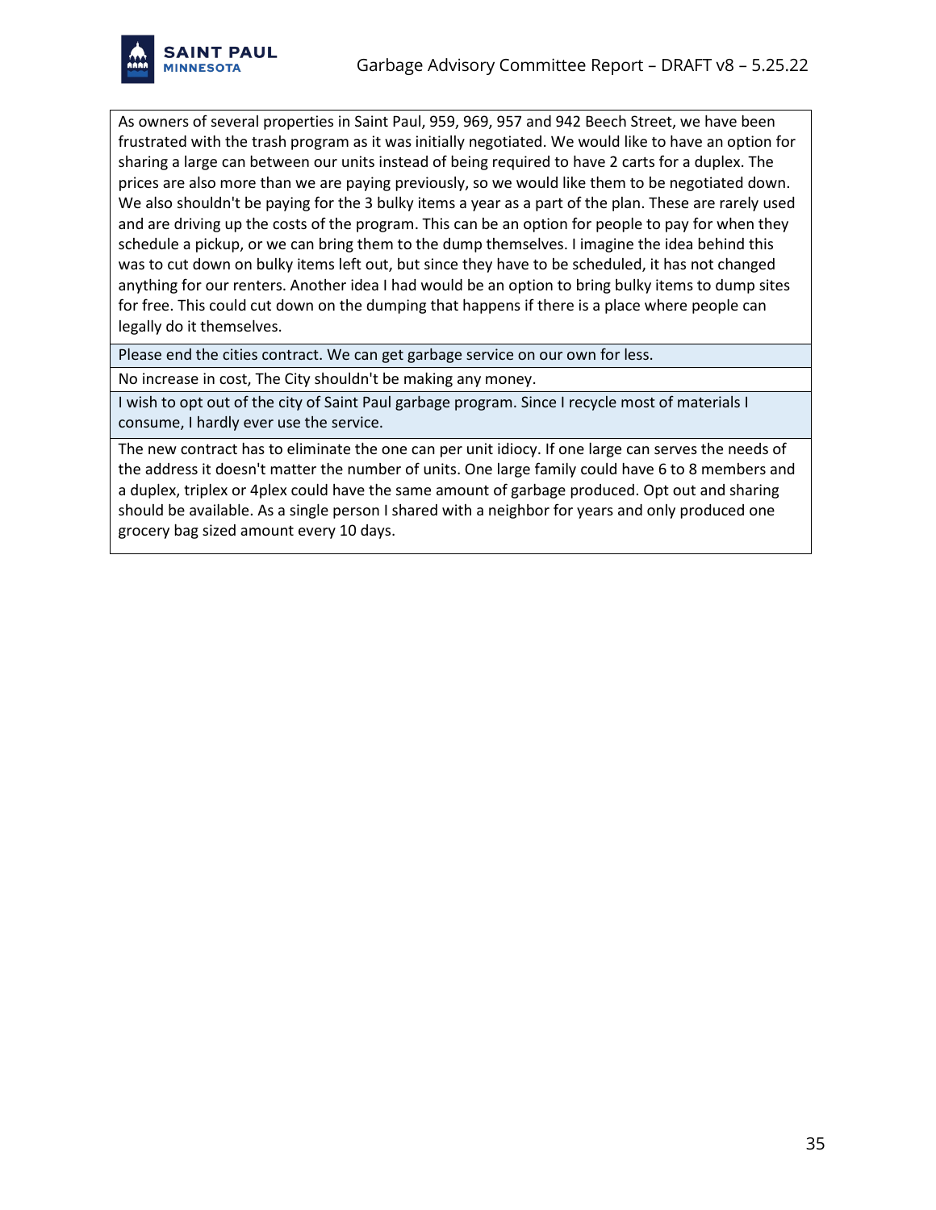| |
|---|
| As owners of several properties in Saint Paul, 959, 969, 957 and 942 Beech Street, we have been frustrated with the trash program as it was initially negotiated. We would like to have an option for sharing a large can between our units instead of being required to have 2 carts for a duplex. The prices are also more than we are paying previously, so we would like them to be negotiated down. We also shouldn't be paying for the 3 bulky items a year as a part of the plan. These are rarely used and are driving up the costs of the program. This can be an option for people to pay for when they schedule a pickup, or we can bring them to the dump themselves. I imagine the idea behind this was to cut down on bulky items left out, but since they have to be scheduled, it has not changed anything for our renters. Another idea I had would be an option to bring bulky items to dump sites for free. This could cut down on the dumping that happens if there is a place where people can legally do it themselves. |
| Please end the cities contract. We can get garbage service on our own for less. |
| No increase in cost, The City shouldn't be making any money. |
| I wish to opt out of the city of Saint Paul garbage program. Since I recycle most of materials I consume, I hardly ever use the service. |
| The new contract has to eliminate the one can per unit idiocy. If one large can serves the needs of the address it doesn't matter the number of units. One large family could have 6 to 8 members and a duplex, triplex or 4plex could have the same amount of garbage produced. Opt out and sharing should be available. As a single person I shared with a neighbor for years and only produced one grocery bag sized amount every 10 days. |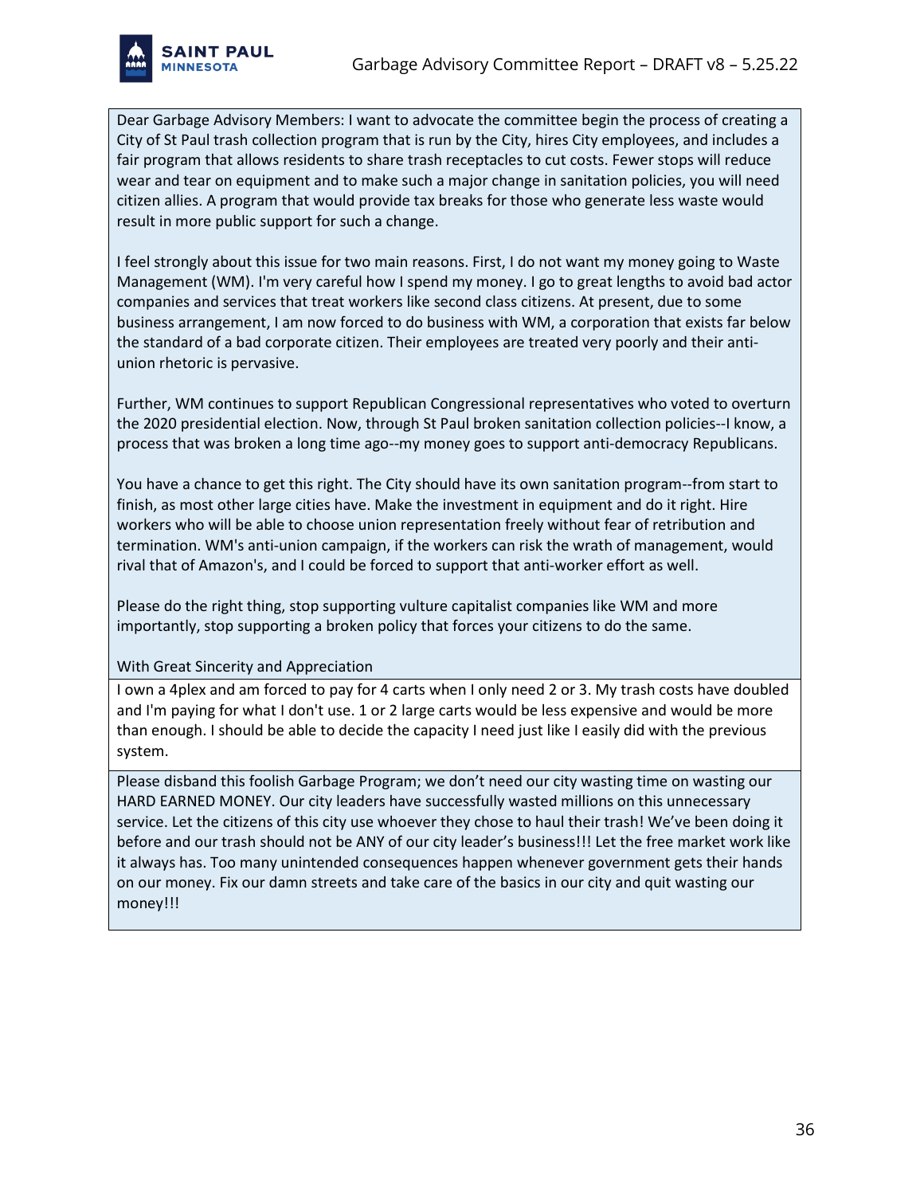| |
|---|
| Dear Garbage Advisory Members: I want to advocate the committee begin the process of creating a City of St Paul trash collection program that is run by the City, hires City employees, and includes a fair program that allows residents to share trash receptacles to cut costs. Fewer stops will reduce wear and tear on equipment and to make such a major change in sanitation policies, you will need citizen allies. A program that would provide tax breaks for those who generate less waste would result in more public support for such a change.<br><br>I feel strongly about this issue for two main reasons. First, I do not want my money going to Waste Management (WM). I'm very careful how I spend my money. I go to great lengths to avoid bad actor companies and services that treat workers like second class citizens. At present, due to some business arrangement, I am now forced to do business with WM, a corporation that exists far below the standard of a bad corporate citizen. Their employees are treated very poorly and their anti-union rhetoric is pervasive.<br><br>Further, WM continues to support Republican Congressional representatives who voted to overturn the 2020 presidential election. Now, through St Paul broken sanitation collection policies--I know, a process that was broken a long time ago--my money goes to support anti-democracy Republicans.<br><br>You have a chance to get this right. The City should have its own sanitation program--from start to finish, as most other large cities have. Make the investment in equipment and do it right. Hire workers who will be able to choose union representation freely without fear of retribution and termination. WM's anti-union campaign, if the workers can risk the wrath of management, would rival that of Amazon's, and I could be forced to support that anti-worker effort as well.<br><br>Please do the right thing, stop supporting vulture capitalist companies like WM and more importantly, stop supporting a broken policy that forces your citizens to do the same.<br><br>With Great Sincerity and Appreciation |
| I own a 4plex and am forced to pay for 4 carts when I only need 2 or 3. My trash costs have doubled and I'm paying for what I don't use. 1 or 2 large carts would be less expensive and would be more than enough. I should be able to decide the capacity I need just like I easily did with the previous system. |
| Please disband this foolish Garbage Program; we don't need our city wasting time on wasting our HARD EARNED MONEY. Our city leaders have successfully wasted millions on this unnecessary service. Let the citizens of this city use whoever they chose to haul their trash! We've been doing it before and our trash should not be ANY of our city leader's business!!! Let the free market work like it always has. Too many unintended consequences happen whenever government gets their hands on our money. Fix our damn streets and take care of the basics in our city and quit wasting our money!!! |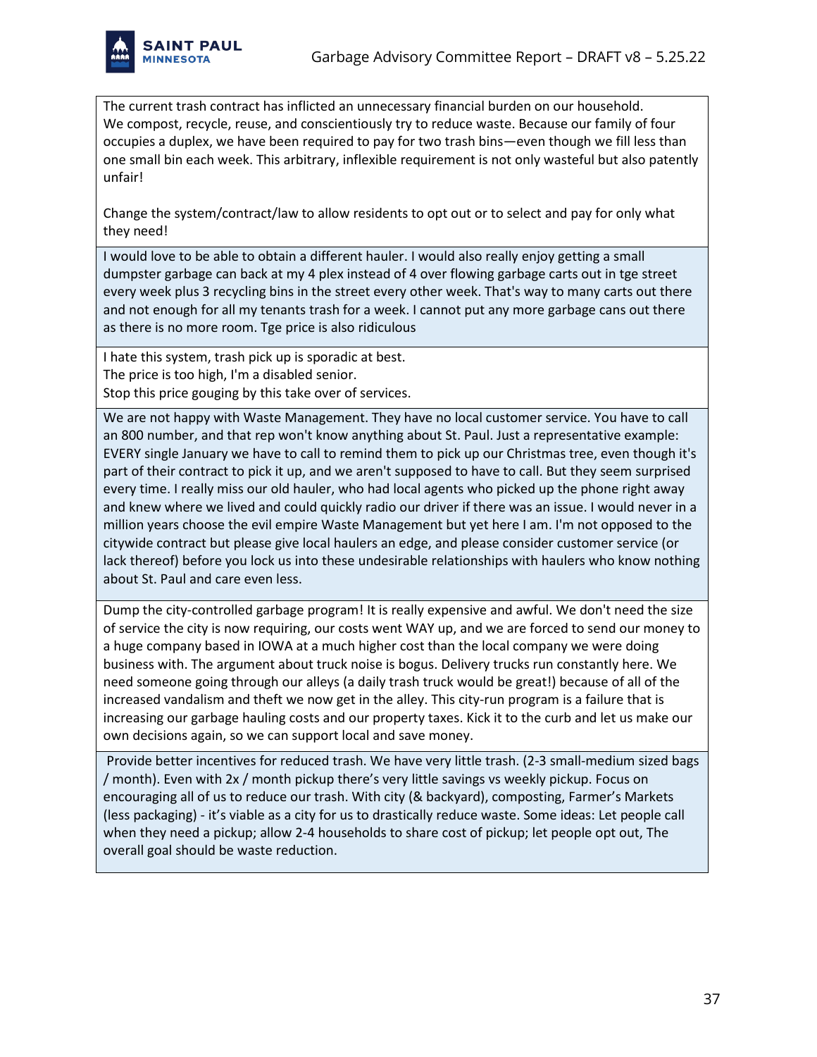| |
|---|
| The current trash contract has inflicted an unnecessary financial burden on our household. We compost, recycle, reuse, and conscientiously try to reduce waste. Because our family of four occupies a duplex, we have been required to pay for two trash bins—even though we fill less than one small bin each week. This arbitrary, inflexible requirement is not only wasteful but also patently unfair!<br><br>Change the system/contract/law to allow residents to opt out or to select and pay for only what they need! |
| I would love to be able to obtain a different hauler. I would also really enjoy getting a small dumpster garbage can back at my 4 plex instead of 4 over flowing garbage carts out in tge street every week plus 3 recycling bins in the street every other week. That's way to many carts out there and not enough for all my tenants trash for a week. I cannot put any more garbage cans out there as there is no more room. Tge price is also ridiculous |
| I hate this system, trash pick up is sporadic at best.<br>The price is too high, I'm a disabled senior.<br>Stop this price gouging by this take over of services. |
| We are not happy with Waste Management. They have no local customer service. You have to call an 800 number, and that rep won't know anything about St. Paul. Just a representative example: EVERY single January we have to call to remind them to pick up our Christmas tree, even though it's part of their contract to pick it up, and we aren't supposed to have to call. But they seem surprised every time. I really miss our old hauler, who had local agents who picked up the phone right away and knew where we lived and could quickly radio our driver if there was an issue. I would never in a million years choose the evil empire Waste Management but yet here I am. I'm not opposed to the citywide contract but please give local haulers an edge, and please consider customer service (or lack thereof) before you lock us into these undesirable relationships with haulers who know nothing about St. Paul and care even less. |
| Dump the city-controlled garbage program! It is really expensive and awful. We don't need the size of service the city is now requiring, our costs went WAY up, and we are forced to send our money to a huge company based in IOWA at a much higher cost than the local company we were doing business with. The argument about truck noise is bogus. Delivery trucks run constantly here. We need someone going through our alleys (a daily trash truck would be great!) because of all of the increased vandalism and theft we now get in the alley. This city-run program is a failure that is increasing our garbage hauling costs and our property taxes. Kick it to the curb and let us make our own decisions again, so we can support local and save money. |
| Provide better incentives for reduced trash. We have very little trash. (2-3 small-medium sized bags / month). Even with 2x / month pickup there's very little savings vs weekly pickup. Focus on encouraging all of us to reduce our trash. With city (& backyard), composting, Farmer's Markets (less packaging) - it's viable as a city for us to drastically reduce waste. Some ideas: Let people call when they need a pickup; allow 2-4 households to share cost of pickup; let people opt out, The overall goal should be waste reduction. |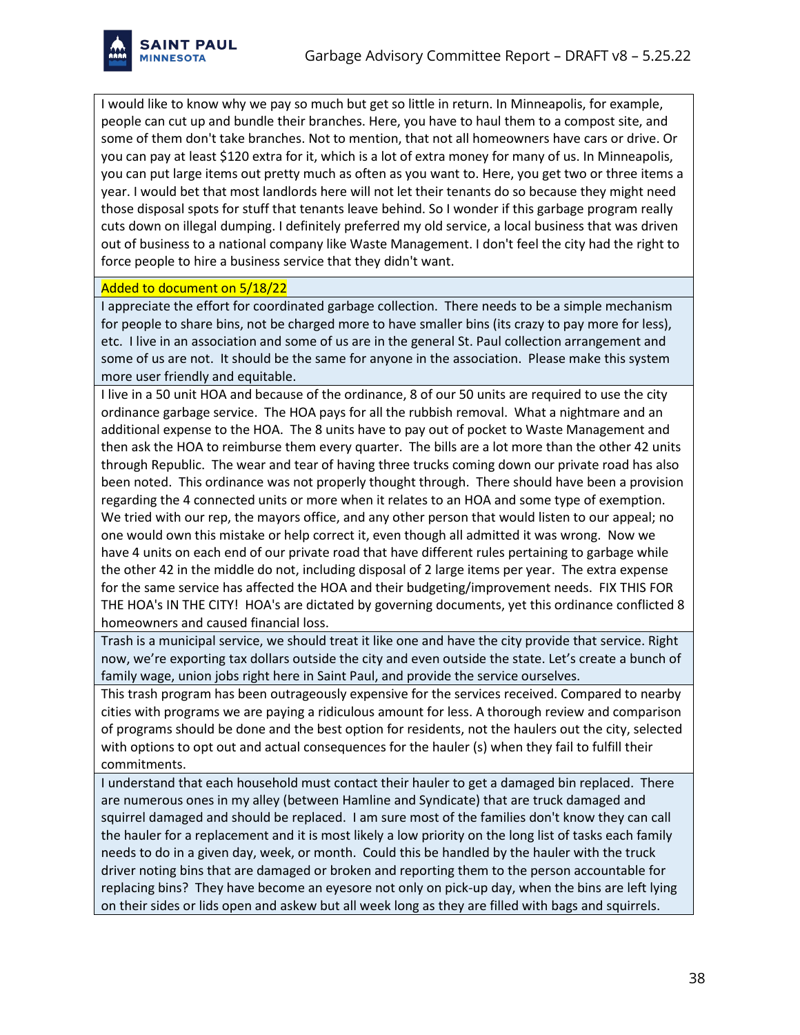| |
|---|
| I would like to know why we pay so much but get so little in return. In Minneapolis, for example, people can cut up and bundle their branches. Here, you have to haul them to a compost site, and some of them don't take branches. Not to mention, that not all homeowners have cars or drive. Or you can pay at least $120 extra for it, which is a lot of extra money for many of us. In Minneapolis, you can put large items out pretty much as often as you want to. Here, you get two or three items a year. I would bet that most landlords here will not let their tenants do so because they might need those disposal spots for stuff that tenants leave behind. So I wonder if this garbage program really cuts down on illegal dumping. I definitely preferred my old service, a local business that was driven out of business to a national company like Waste Management. I don't feel the city had the right to force people to hire a business service that they didn't want. |
| Added to document on 5/18/22 |
| I appreciate the effort for coordinated garbage collection. There needs to be a simple mechanism for people to share bins, not be charged more to have smaller bins (its crazy to pay more for less), etc. I live in an association and some of us are in the general St. Paul collection arrangement and some of us are not. It should be the same for anyone in the association. Please make this system more user friendly and equitable. |
| I live in a 50 unit HOA and because of the ordinance, 8 of our 50 units are required to use the city ordinance garbage service. The HOA pays for all the rubbish removal. What a nightmare and an additional expense to the HOA. The 8 units have to pay out of pocket to Waste Management and then ask the HOA to reimburse them every quarter. The bills are a lot more than the other 42 units through Republic. The wear and tear of having three trucks coming down our private road has also been noted. This ordinance was not properly thought through. There should have been a provision regarding the 4 connected units or more when it relates to an HOA and some type of exemption. We tried with our rep, the mayors office, and any other person that would listen to our appeal; no one would own this mistake or help correct it, even though all admitted it was wrong. Now we have 4 units on each end of our private road that have different rules pertaining to garbage while the other 42 in the middle do not, including disposal of 2 large items per year. The extra expense for the same service has affected the HOA and their budgeting/improvement needs. FIX THIS FOR THE HOA's IN THE CITY! HOA's are dictated by governing documents, yet this ordinance conflicted 8 homeowners and caused financial loss. |
| Trash is a municipal service, we should treat it like one and have the city provide that service. Right now, we're exporting tax dollars outside the city and even outside the state. Let's create a bunch of family wage, union jobs right here in Saint Paul, and provide the service ourselves. |
| This trash program has been outrageously expensive for the services received. Compared to nearby cities with programs we are paying a ridiculous amount for less. A thorough review and comparison of programs should be done and the best option for residents, not the haulers out the city, selected with options to opt out and actual consequences for the hauler (s) when they fail to fulfill their commitments. |
| I understand that each household must contact their hauler to get a damaged bin replaced. There are numerous ones in my alley (between Hamline and Syndicate) that are truck damaged and squirrel damaged and should be replaced. I am sure most of the families don't know they can call the hauler for a replacement and it is most likely a low priority on the long list of tasks each family needs to do in a given day, week, or month. Could this be handled by the hauler with the truck driver noting bins that are damaged or broken and reporting them to the person accountable for replacing bins? They have become an eyesore not only on pick-up day, when the bins are left lying on their sides or lids open and askew but all week long as they are filled with bags and squirrels. |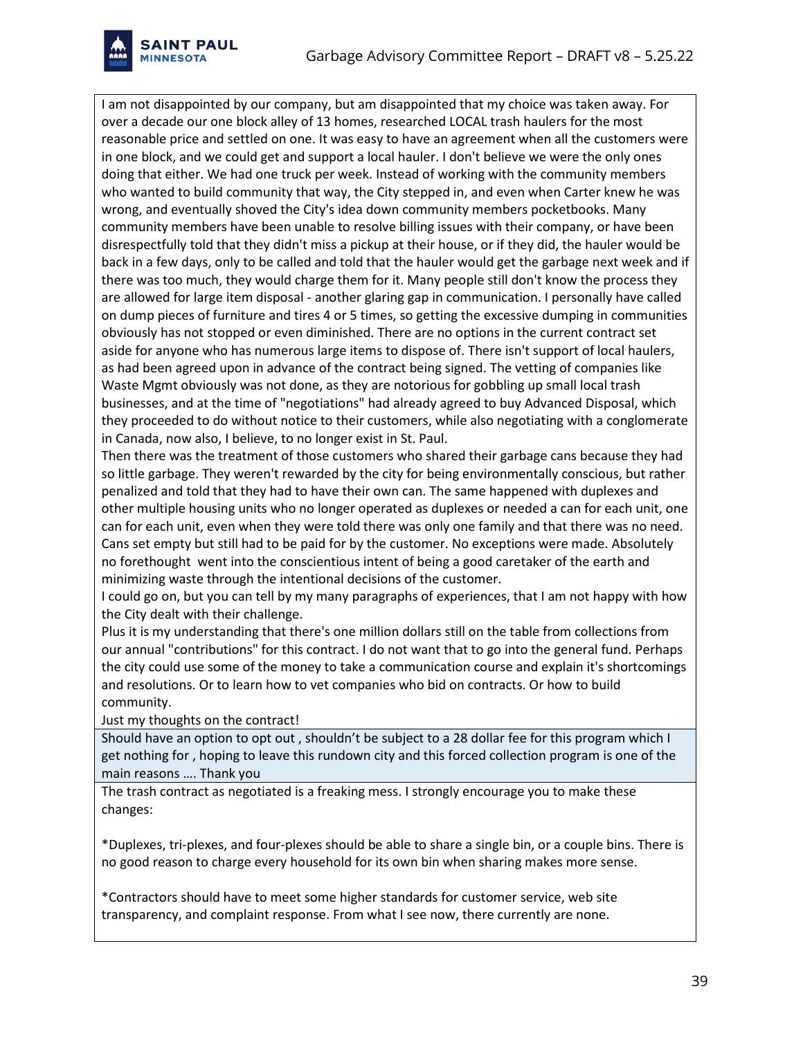| |
|---|
| I am not disappointed by our company, but am disappointed that my choice was taken away. For over a decade our one block alley of 13 homes, researched LOCAL trash haulers for the most reasonable price and settled on one. It was easy to have an agreement when all the customers were in one block, and we could get and support a local hauler. I don't believe we were the only ones doing that either. We had one truck per week. Instead of working with the community members who wanted to build community that way, the City stepped in, and even when Carter knew he was wrong, and eventually shoved the City's idea down community members pocketbooks. Many community members have been unable to resolve billing issues with their company, or have been disrespectfully told that they didn't miss a pickup at their house, or if they did, the hauler would be back in a few days, only to be called and told that the hauler would get the garbage next week and if there was too much, they would charge them for it. Many people still don't know the process they are allowed for large item disposal - another glaring gap in communication. I personally have called on dump pieces of furniture and tires 4 or 5 times, so getting the excessive dumping in communities obviously has not stopped or even diminished. There are no options in the current contract set aside for anyone who has numerous large items to dispose of. There isn't support of local haulers, as had been agreed upon in advance of the contract being signed. The vetting of companies like Waste Mgmt obviously was not done, as they are notorious for gobbling up small local trash businesses, and at the time of "negotiations" had already agreed to buy Advanced Disposal, which they proceeded to do without notice to their customers, while also negotiating with a conglomerate in Canada, now also, I believe, to no longer exist in St. Paul.<br>Then there was the treatment of those customers who shared their garbage cans because they had so little garbage. They weren't rewarded by the city for being environmentally conscious, but rather penalized and told that they had to have their own can. The same happened with duplexes and other multiple housing units who no longer operated as duplexes or needed a can for each unit, one can for each unit, even when they were told there was only one family and that there was no need. Cans set empty but still had to be paid for by the customer. No exceptions were made. Absolutely no forethought went into the conscientious intent of being a good caretaker of the earth and minimizing waste through the intentional decisions of the customer.<br>I could go on, but you can tell by my many paragraphs of experiences, that I am not happy with how the City dealt with their challenge.<br>Plus it is my understanding that there's one million dollars still on the table from collections from our annual "contributions" for this contract. I do not want that to go into the general fund. Perhaps the city could use some of the money to take a communication course and explain it's shortcomings and resolutions. Or to learn how to vet companies who bid on contracts. Or how to build community.<br>Just my thoughts on the contract! |
| Should have an option to opt out , shouldn't be subject to a 28 dollar fee for this program which I get nothing for , hoping to leave this rundown city and this forced collection program is one of the main reasons …. Thank you |
| The trash contract as negotiated is a freaking mess. I strongly encourage you to make these changes:<br><br>*Duplexes, tri-plexes, and four-plexes should be able to share a single bin, or a couple bins. There is no good reason to charge every household for its own bin when sharing makes more sense.<br><br>*Contractors should have to meet some higher standards for customer service, web site transparency, and complaint response. From what I see now, there currently are none. |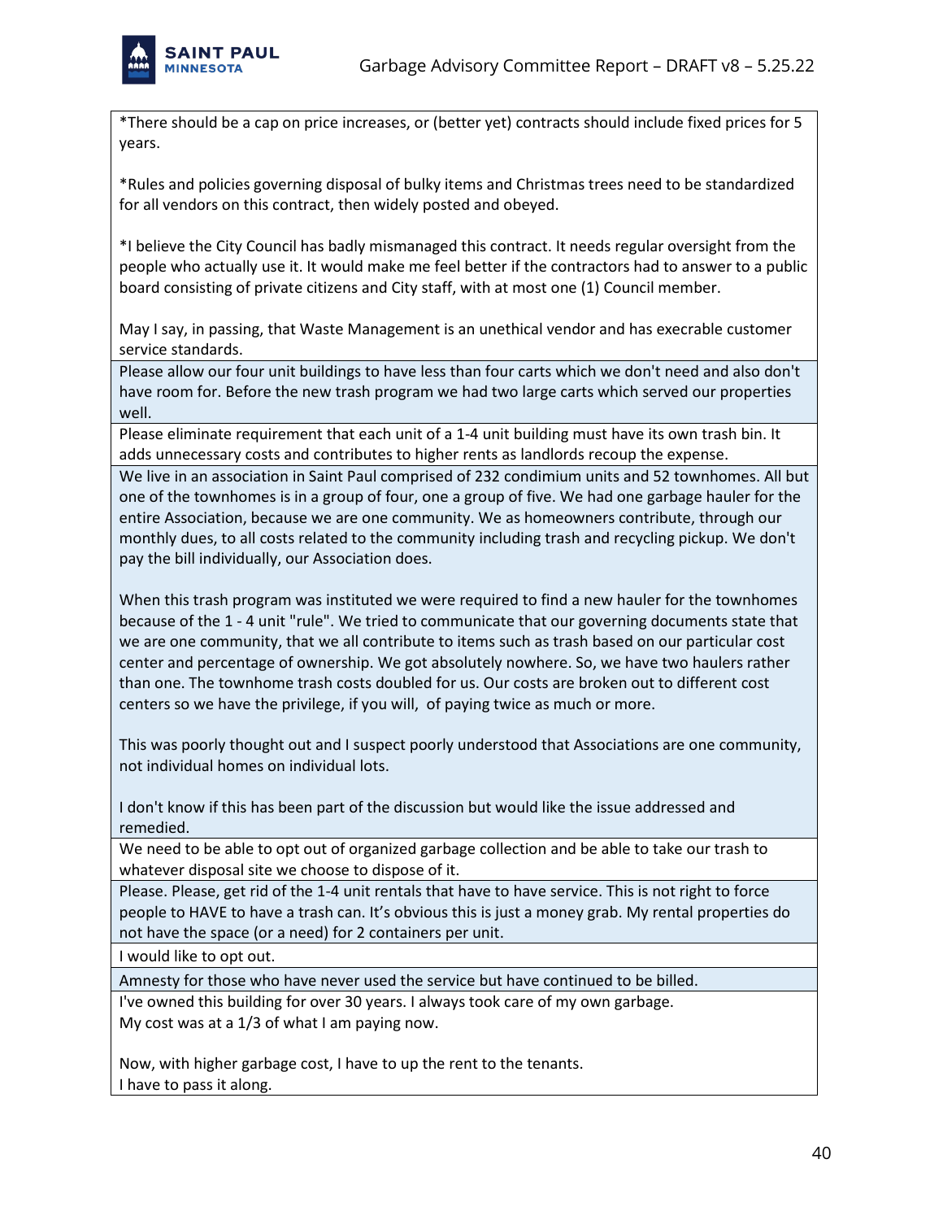| |
|---|
| *There should be a cap on price increases, or (better yet) contracts should include fixed prices for 5 years.<br><br>*Rules and policies governing disposal of bulky items and Christmas trees need to be standardized for all vendors on this contract, then widely posted and obeyed.<br><br>*I believe the City Council has badly mismanaged this contract. It needs regular oversight from the people who actually use it. It would make me feel better if the contractors had to answer to a public board consisting of private citizens and City staff, with at most one (1) Council member.<br><br>May I say, in passing, that Waste Management is an unethical vendor and has execrable customer service standards. |
| Please allow our four unit buildings to have less than four carts which we don't need and also don't have room for. Before the new trash program we had two large carts which served our properties well. |
| Please eliminate requirement that each unit of a 1-4 unit building must have its own trash bin. It adds unnecessary costs and contributes to higher rents as landlords recoup the expense. |
| We live in an association in Saint Paul comprised of 232 condimium units and 52 townhomes. All but one of the townhomes is in a group of four, one a group of five. We had one garbage hauler for the entire Association, because we are one community. We as homeowners contribute, through our monthly dues, to all costs related to the community including trash and recycling pickup. We don't pay the bill individually, our Association does.<br><br>When this trash program was instituted we were required to find a new hauler for the townhomes because of the 1 - 4 unit "rule". We tried to communicate that our governing documents state that we are one community, that we all contribute to items such as trash based on our particular cost center and percentage of ownership. We got absolutely nowhere. So, we have two haulers rather than one. The townhome trash costs doubled for us. Our costs are broken out to different cost centers so we have the privilege, if you will, of paying twice as much or more.<br><br>This was poorly thought out and I suspect poorly understood that Associations are one community, not individual homes on individual lots.<br><br>I don't know if this has been part of the discussion but would like the issue addressed and remedied. |
| We need to be able to opt out of organized garbage collection and be able to take our trash to whatever disposal site we choose to dispose of it. |
| Please. Please, get rid of the 1-4 unit rentals that have to have service. This is not right to force people to HAVE to have a trash can. It's obvious this is just a money grab. My rental properties do not have the space (or a need) for 2 containers per unit. |
| I would like to opt out. |
| Amnesty for those who have never used the service but have continued to be billed. |
| I've owned this building for over 30 years. I always took care of my own garbage.<br>My cost was at a 1/3 of what I am paying now.<br><br>Now, with higher garbage cost, I have to up the rent to the tenants.<br>I have to pass it along. |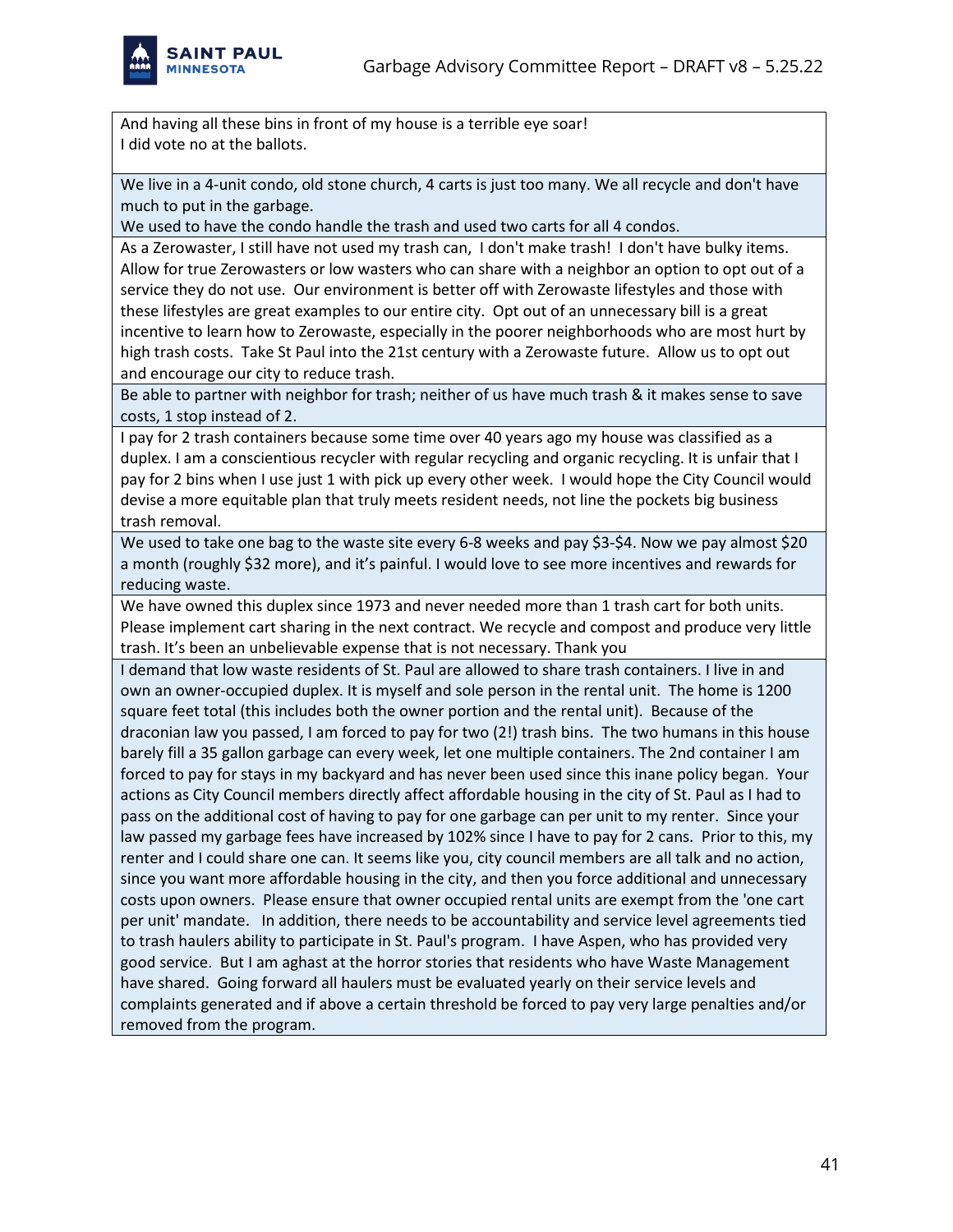| |
|---|
| And having all these bins in front of my house is a terrible eye soar!<br>I did vote no at the ballots. |
| We live in a 4-unit condo, old stone church, 4 carts is just too many. We all recycle and don't have much to put in the garbage.<br>We used to have the condo handle the trash and used two carts for all 4 condos. |
| As a Zerowaster, I still have not used my trash can, I don't make trash! I don't have bulky items. Allow for true Zerowasters or low wasters who can share with a neighbor an option to opt out of a service they do not use. Our environment is better off with Zerowaste lifestyles and those with these lifestyles are great examples to our entire city. Opt out of an unnecessary bill is a great incentive to learn how to Zerowaste, especially in the poorer neighborhoods who are most hurt by high trash costs. Take St Paul into the 21st century with a Zerowaste future. Allow us to opt out and encourage our city to reduce trash. |
| Be able to partner with neighbor for trash; neither of us have much trash & it makes sense to save costs, 1 stop instead of 2. |
| I pay for 2 trash containers because some time over 40 years ago my house was classified as a duplex. I am a conscientious recycler with regular recycling and organic recycling. It is unfair that I pay for 2 bins when I use just 1 with pick up every other week. I would hope the City Council would devise a more equitable plan that truly meets resident needs, not line the pockets big business trash removal. |
| We used to take one bag to the waste site every 6-8 weeks and pay $3-$4. Now we pay almost $20 a month (roughly $32 more), and it's painful. I would love to see more incentives and rewards for reducing waste. |
| We have owned this duplex since 1973 and never needed more than 1 trash cart for both units. Please implement cart sharing in the next contract. We recycle and compost and produce very little trash. It's been an unbelievable expense that is not necessary. Thank you |
| I demand that low waste residents of St. Paul are allowed to share trash containers. I live in and own an owner-occupied duplex. It is myself and sole person in the rental unit. The home is 1200 square feet total (this includes both the owner portion and the rental unit). Because of the draconian law you passed, I am forced to pay for two (2!) trash bins. The two humans in this house barely fill a 35 gallon garbage can every week, let one multiple containers. The 2nd container I am forced to pay for stays in my backyard and has never been used since this inane policy began. Your actions as City Council members directly affect affordable housing in the city of St. Paul as I had to pass on the additional cost of having to pay for one garbage can per unit to my renter. Since your law passed my garbage fees have increased by 102% since I have to pay for 2 cans. Prior to this, my renter and I could share one can. It seems like you, city council members are all talk and no action, since you want more affordable housing in the city, and then you force additional and unnecessary costs upon owners. Please ensure that owner occupied rental units are exempt from the 'one cart per unit' mandate. In addition, there needs to be accountability and service level agreements tied to trash haulers ability to participate in St. Paul's program. I have Aspen, who has provided very good service. But I am aghast at the horror stories that residents who have Waste Management have shared. Going forward all haulers must be evaluated yearly on their service levels and complaints generated and if above a certain threshold be forced to pay very large penalties and/or removed from the program. |